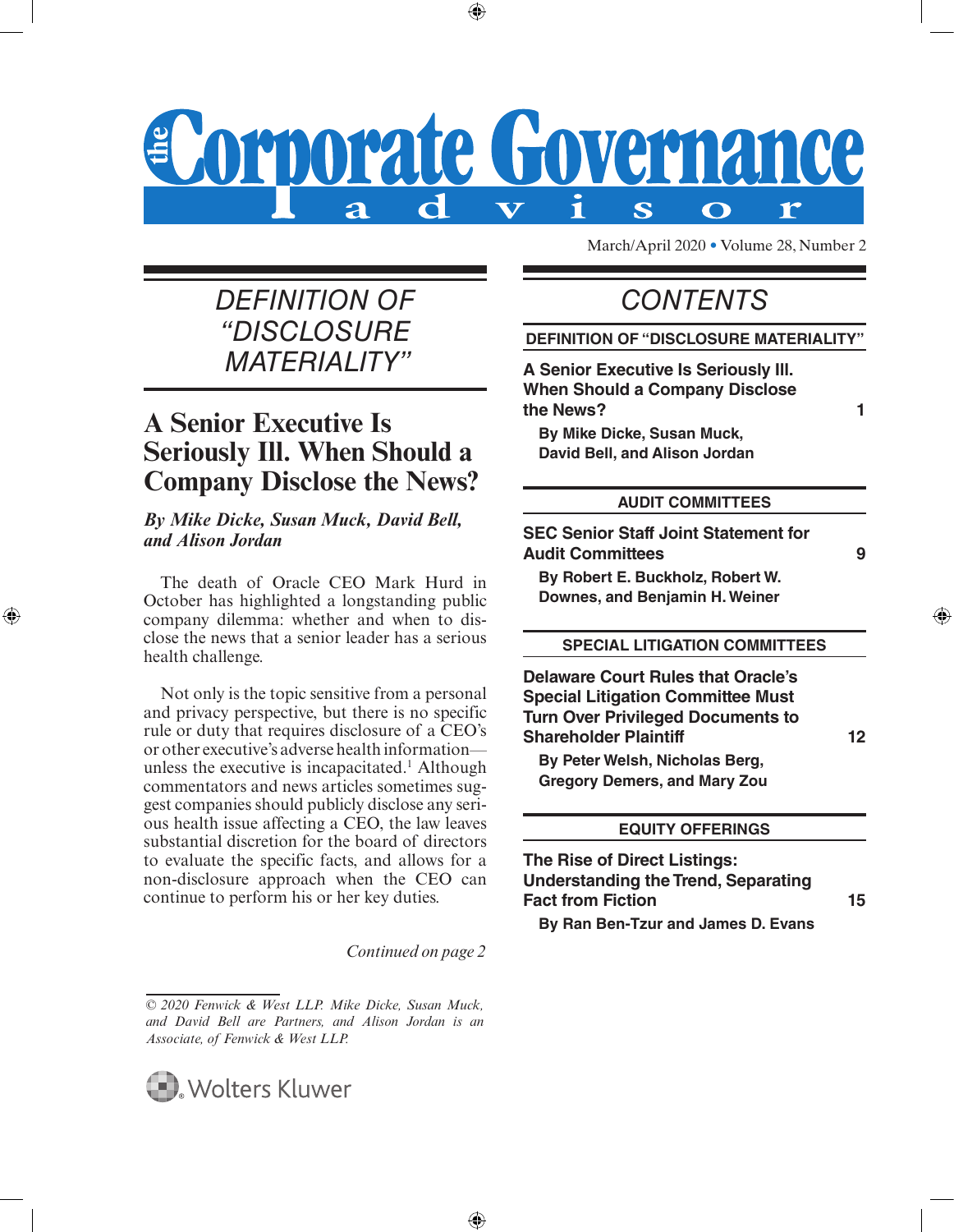# the Corporate Governance Advisor

March/April 2020 • Volume 28, Number 2

## DEFINITION OF "DISCLOSURE MATERIALITY"

## A Senior Executive Is Seriously Ill. When Should a Company Disclose the News?

***By Mike Dicke, Susan Muck, David Bell, and Alison Jordan***

The death of Oracle CEO Mark Hurd in October has highlighted a longstanding public company dilemma: whether and when to disclose the news that a senior leader has a serious health challenge.

Not only is the topic sensitive from a personal and privacy perspective, but there is no specific rule or duty that requires disclosure of a CEO's or other executive's adverse health information—unless the executive is incapacitated.[1] Although commentators and news articles sometimes suggest companies should publicly disclose any serious health issue affecting a CEO, the law leaves substantial discretion for the board of directors to evaluate the specific facts, and allows for a non-disclosure approach when the CEO can continue to perform his or her key duties.

*Continued on page 2*

*© 2020 Fenwick & West LLP. Mike Dicke, Susan Muck, and David Bell are Partners, and Alison Jordan is an Associate, of Fenwick & West LLP.*

Wolters Kluwer

## CONTENTS

**DEFINITION OF "DISCLOSURE MATERIALITY"**

**A Senior Executive Is Seriously Ill. When Should a Company Disclose the News?** — 1
**By Mike Dicke, Susan Muck, David Bell, and Alison Jordan**

**AUDIT COMMITTEES**

**SEC Senior Staff Joint Statement for Audit Committees** — 9
**By Robert E. Buckholz, Robert W. Downes, and Benjamin H. Weiner**

**SPECIAL LITIGATION COMMITTEES**

**Delaware Court Rules that Oracle's Special Litigation Committee Must Turn Over Privileged Documents to Shareholder Plaintiff** — 12
**By Peter Welsh, Nicholas Berg, Gregory Demers, and Mary Zou**

**EQUITY OFFERINGS**

**The Rise of Direct Listings: Understanding the Trend, Separating Fact from Fiction** — 15
**By Ran Ben-Tzur and James D. Evans**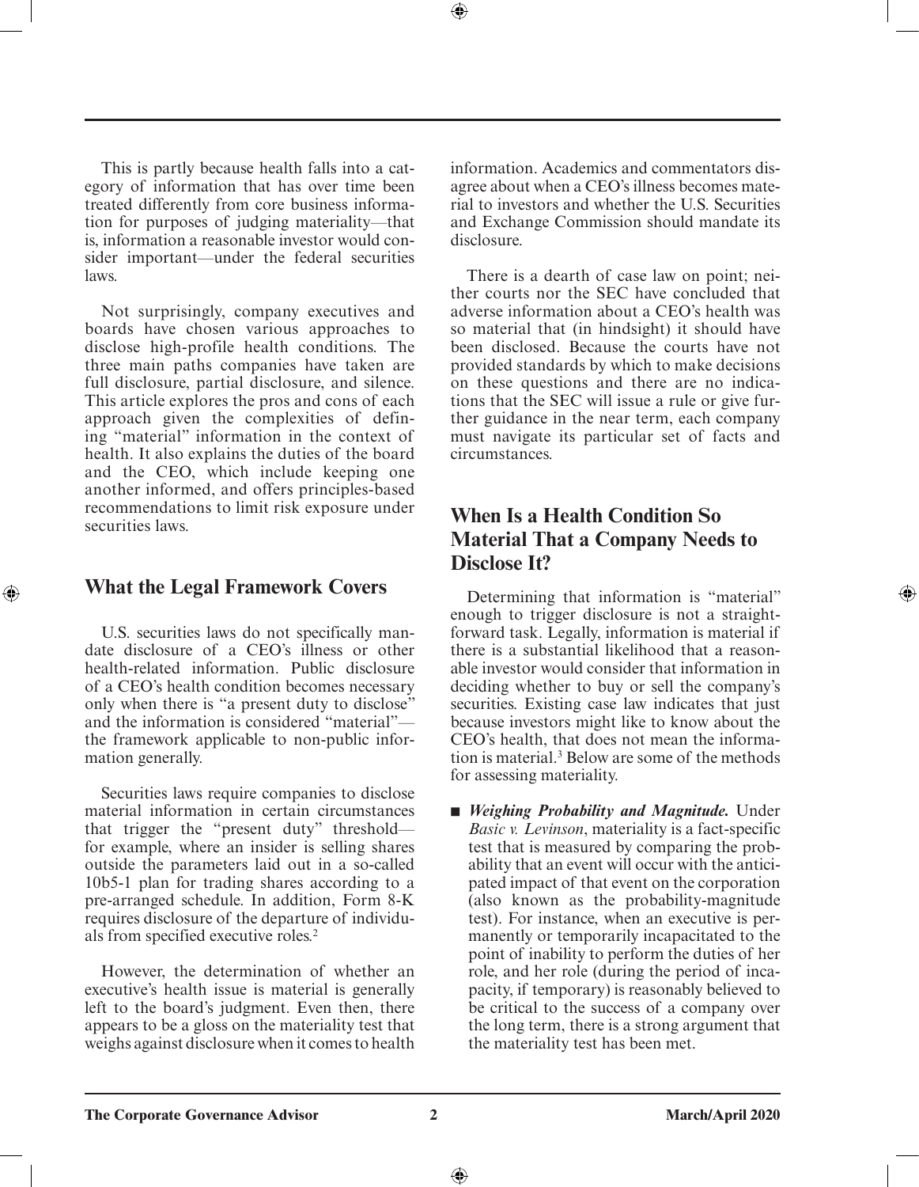This is partly because health falls into a category of information that has over time been treated differently from core business information for purposes of judging materiality—that is, information a reasonable investor would consider important—under the federal securities laws.

Not surprisingly, company executives and boards have chosen various approaches to disclose high-profile health conditions. The three main paths companies have taken are full disclosure, partial disclosure, and silence. This article explores the pros and cons of each approach given the complexities of defining "material" information in the context of health. It also explains the duties of the board and the CEO, which include keeping one another informed, and offers principles-based recommendations to limit risk exposure under securities laws.

## What the Legal Framework Covers

U.S. securities laws do not specifically mandate disclosure of a CEO's illness or other health-related information. Public disclosure of a CEO's health condition becomes necessary only when there is "a present duty to disclose" and the information is considered "material"—the framework applicable to non-public information generally.

Securities laws require companies to disclose material information in certain circumstances that trigger the "present duty" threshold—for example, where an insider is selling shares outside the parameters laid out in a so-called 10b5-1 plan for trading shares according to a pre-arranged schedule. In addition, Form 8-K requires disclosure of the departure of individuals from specified executive roles.[2]

However, the determination of whether an executive's health issue is material is generally left to the board's judgment. Even then, there appears to be a gloss on the materiality test that weighs against disclosure when it comes to health information. Academics and commentators disagree about when a CEO's illness becomes material to investors and whether the U.S. Securities and Exchange Commission should mandate its disclosure.

There is a dearth of case law on point; neither courts nor the SEC have concluded that adverse information about a CEO's health was so material that (in hindsight) it should have been disclosed. Because the courts have not provided standards by which to make decisions on these questions and there are no indications that the SEC will issue a rule or give further guidance in the near term, each company must navigate its particular set of facts and circumstances.

## When Is a Health Condition So Material That a Company Needs to Disclose It?

Determining that information is "material" enough to trigger disclosure is not a straightforward task. Legally, information is material if there is a substantial likelihood that a reasonable investor would consider that information in deciding whether to buy or sell the company's securities. Existing case law indicates that just because investors might like to know about the CEO's health, that does not mean the information is material.[3] Below are some of the methods for assessing materiality.

- ***Weighing Probability and Magnitude.*** Under *Basic v. Levinson*, materiality is a fact-specific test that is measured by comparing the probability that an event will occur with the anticipated impact of that event on the corporation (also known as the probability-magnitude test). For instance, when an executive is permanently or temporarily incapacitated to the point of inability to perform the duties of her role, and her role (during the period of incapacity, if temporary) is reasonably believed to be critical to the success of a company over the long term, there is a strong argument that the materiality test has been met.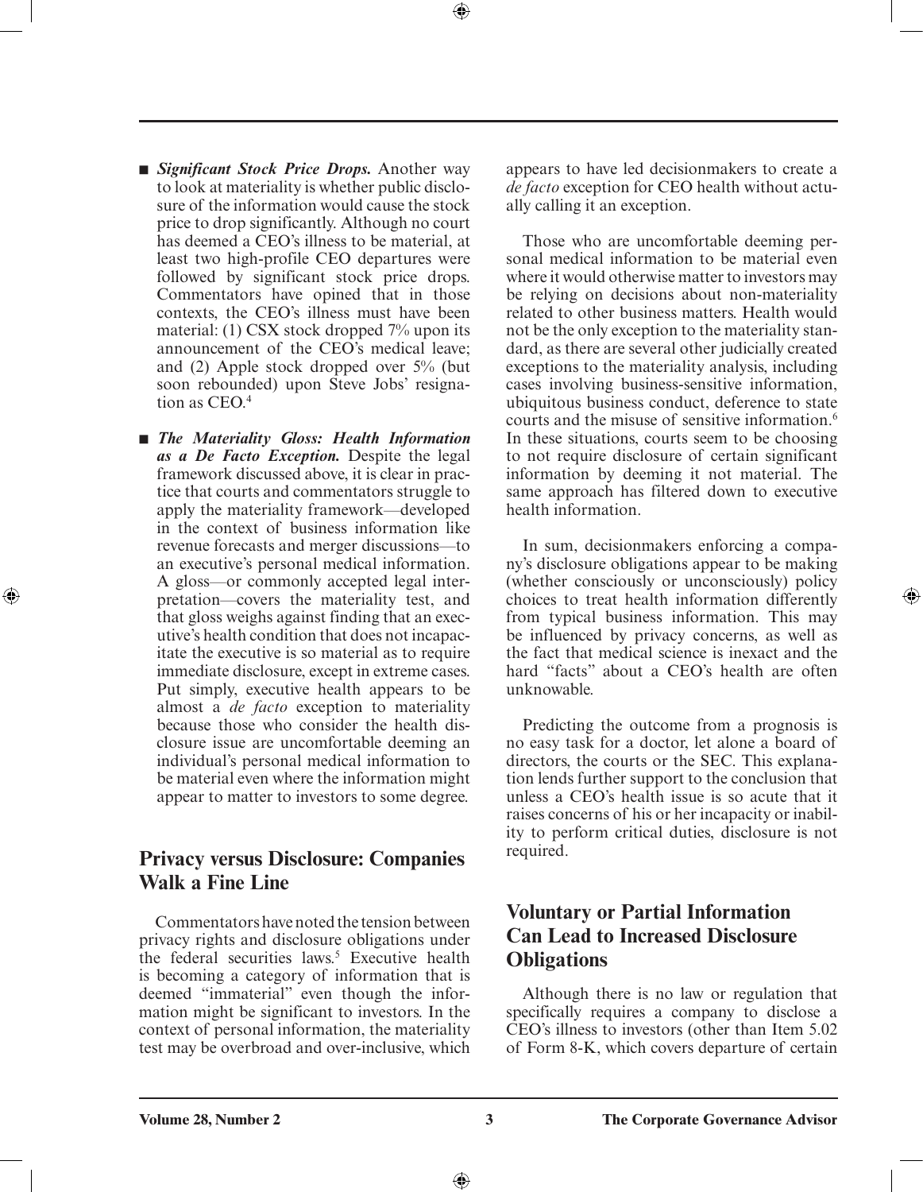- ***Significant Stock Price Drops.*** Another way to look at materiality is whether public disclosure of the information would cause the stock price to drop significantly. Although no court has deemed a CEO's illness to be material, at least two high-profile CEO departures were followed by significant stock price drops. Commentators have opined that in those contexts, the CEO's illness must have been material: (1) CSX stock dropped 7% upon its announcement of the CEO's medical leave; and (2) Apple stock dropped over 5% (but soon rebounded) upon Steve Jobs' resignation as CEO.[4]

- ***The Materiality Gloss: Health Information as a De Facto Exception.*** Despite the legal framework discussed above, it is clear in practice that courts and commentators struggle to apply the materiality framework—developed in the context of business information like revenue forecasts and merger discussions—to an executive's personal medical information. A gloss—or commonly accepted legal interpretation—covers the materiality test, and that gloss weighs against finding that an executive's health condition that does not incapacitate the executive is so material as to require immediate disclosure, except in extreme cases. Put simply, executive health appears to be almost a *de facto* exception to materiality because those who consider the health disclosure issue are uncomfortable deeming an individual's personal medical information to be material even where the information might appear to matter to investors to some degree.

## Privacy versus Disclosure: Companies Walk a Fine Line

Commentators have noted the tension between privacy rights and disclosure obligations under the federal securities laws.[5] Executive health is becoming a category of information that is deemed "immaterial" even though the information might be significant to investors. In the context of personal information, the materiality test may be overbroad and over-inclusive, which appears to have led decisionmakers to create a *de facto* exception for CEO health without actually calling it an exception.

Those who are uncomfortable deeming personal medical information to be material even where it would otherwise matter to investors may be relying on decisions about non-materiality related to other business matters. Health would not be the only exception to the materiality standard, as there are several other judicially created exceptions to the materiality analysis, including cases involving business-sensitive information, ubiquitous business conduct, deference to state courts and the misuse of sensitive information.[6] In these situations, courts seem to be choosing to not require disclosure of certain significant information by deeming it not material. The same approach has filtered down to executive health information.

In sum, decisionmakers enforcing a company's disclosure obligations appear to be making (whether consciously or unconsciously) policy choices to treat health information differently from typical business information. This may be influenced by privacy concerns, as well as the fact that medical science is inexact and the hard "facts" about a CEO's health are often unknowable.

Predicting the outcome from a prognosis is no easy task for a doctor, let alone a board of directors, the courts or the SEC. This explanation lends further support to the conclusion that unless a CEO's health issue is so acute that it raises concerns of his or her incapacity or inability to perform critical duties, disclosure is not required.

## Voluntary or Partial Information Can Lead to Increased Disclosure Obligations

Although there is no law or regulation that specifically requires a company to disclose a CEO's illness to investors (other than Item 5.02 of Form 8-K, which covers departure of certain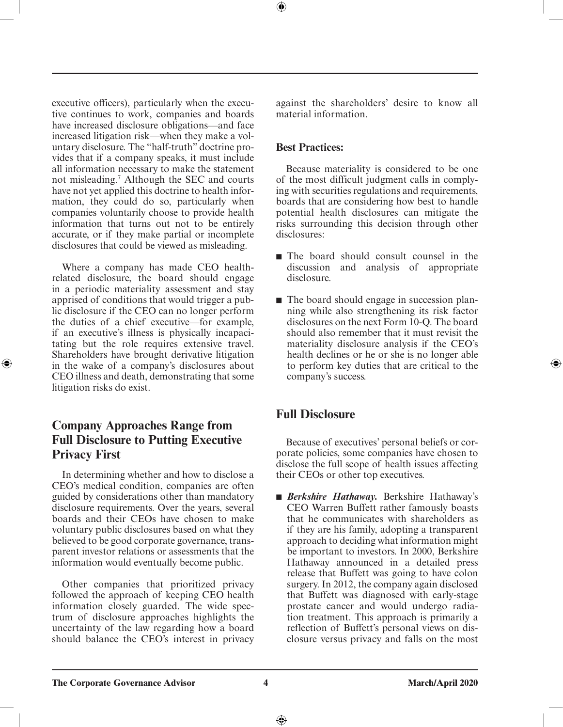executive officers), particularly when the executive continues to work, companies and boards have increased disclosure obligations—and face increased litigation risk—when they make a voluntary disclosure. The "half-truth" doctrine provides that if a company speaks, it must include all information necessary to make the statement not misleading.[7] Although the SEC and courts have not yet applied this doctrine to health information, they could do so, particularly when companies voluntarily choose to provide health information that turns out not to be entirely accurate, or if they make partial or incomplete disclosures that could be viewed as misleading.

Where a company has made CEO health-related disclosure, the board should engage in a periodic materiality assessment and stay apprised of conditions that would trigger a public disclosure if the CEO can no longer perform the duties of a chief executive—for example, if an executive's illness is physically incapacitating but the role requires extensive travel. Shareholders have brought derivative litigation in the wake of a company's disclosures about CEO illness and death, demonstrating that some litigation risks do exist.

## Company Approaches Range from Full Disclosure to Putting Executive Privacy First

In determining whether and how to disclose a CEO's medical condition, companies are often guided by considerations other than mandatory disclosure requirements. Over the years, several boards and their CEOs have chosen to make voluntary public disclosures based on what they believed to be good corporate governance, transparent investor relations or assessments that the information would eventually become public.

Other companies that prioritized privacy followed the approach of keeping CEO health information closely guarded. The wide spectrum of disclosure approaches highlights the uncertainty of the law regarding how a board should balance the CEO's interest in privacy against the shareholders' desire to know all material information.

### Best Practices:

Because materiality is considered to be one of the most difficult judgment calls in complying with securities regulations and requirements, boards that are considering how best to handle potential health disclosures can mitigate the risks surrounding this decision through other disclosures:

- The board should consult counsel in the discussion and analysis of appropriate disclosure.
- The board should engage in succession planning while also strengthening its risk factor disclosures on the next Form 10-Q. The board should also remember that it must revisit the materiality disclosure analysis if the CEO's health declines or he or she is no longer able to perform key duties that are critical to the company's success.

## Full Disclosure

Because of executives' personal beliefs or corporate policies, some companies have chosen to disclose the full scope of health issues affecting their CEOs or other top executives.

- ***Berkshire Hathaway.*** Berkshire Hathaway's CEO Warren Buffett rather famously boasts that he communicates with shareholders as if they are his family, adopting a transparent approach to deciding what information might be important to investors. In 2000, Berkshire Hathaway announced in a detailed press release that Buffett was going to have colon surgery. In 2012, the company again disclosed that Buffett was diagnosed with early-stage prostate cancer and would undergo radiation treatment. This approach is primarily a reflection of Buffett's personal views on disclosure versus privacy and falls on the most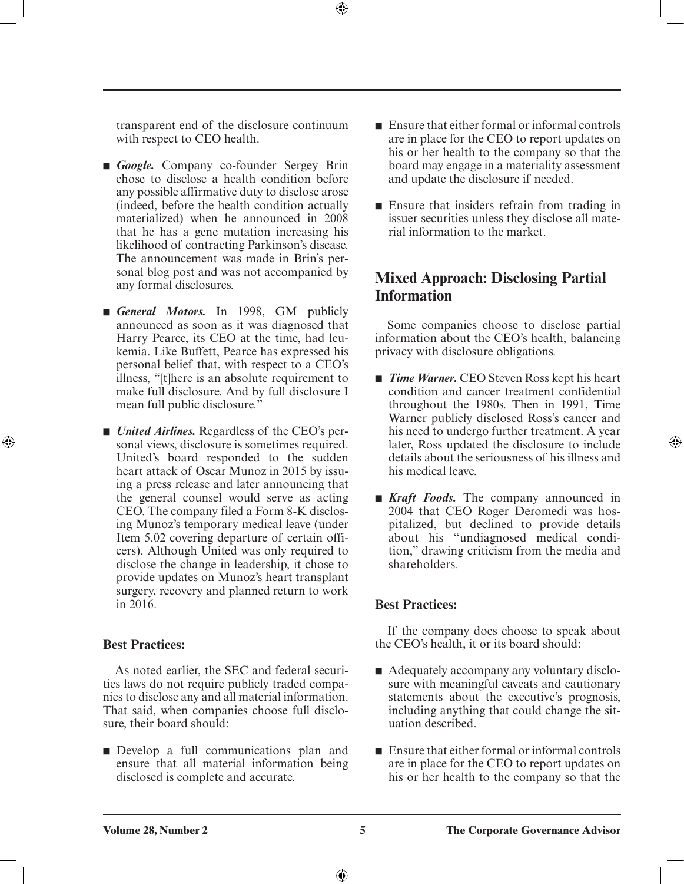transparent end of the disclosure continuum with respect to CEO health.

- ***Google.*** Company co-founder Sergey Brin chose to disclose a health condition before any possible affirmative duty to disclose arose (indeed, before the health condition actually materialized) when he announced in 2008 that he has a gene mutation increasing his likelihood of contracting Parkinson's disease. The announcement was made in Brin's personal blog post and was not accompanied by any formal disclosures.
- ***General Motors.*** In 1998, GM publicly announced as soon as it was diagnosed that Harry Pearce, its CEO at the time, had leukemia. Like Buffett, Pearce has expressed his personal belief that, with respect to a CEO's illness, "[t]here is an absolute requirement to make full disclosure. And by full disclosure I mean full public disclosure."
- ***United Airlines.*** Regardless of the CEO's personal views, disclosure is sometimes required. United's board responded to the sudden heart attack of Oscar Munoz in 2015 by issuing a press release and later announcing that the general counsel would serve as acting CEO. The company filed a Form 8-K disclosing Munoz's temporary medical leave (under Item 5.02 covering departure of certain officers). Although United was only required to disclose the change in leadership, it chose to provide updates on Munoz's heart transplant surgery, recovery and planned return to work in 2016.

### Best Practices:

As noted earlier, the SEC and federal securities laws do not require publicly traded companies to disclose any and all material information. That said, when companies choose full disclosure, their board should:

- Develop a full communications plan and ensure that all material information being disclosed is complete and accurate.
- Ensure that either formal or informal controls are in place for the CEO to report updates on his or her health to the company so that the board may engage in a materiality assessment and update the disclosure if needed.
- Ensure that insiders refrain from trading in issuer securities unless they disclose all material information to the market.

## Mixed Approach: Disclosing Partial Information

Some companies choose to disclose partial information about the CEO's health, balancing privacy with disclosure obligations.

- ***Time Warner.*** CEO Steven Ross kept his heart condition and cancer treatment confidential throughout the 1980s. Then in 1991, Time Warner publicly disclosed Ross's cancer and his need to undergo further treatment. A year later, Ross updated the disclosure to include details about the seriousness of his illness and his medical leave.
- ***Kraft Foods.*** The company announced in 2004 that CEO Roger Deromedi was hospitalized, but declined to provide details about his "undiagnosed medical condition," drawing criticism from the media and shareholders.

### Best Practices:

If the company does choose to speak about the CEO's health, it or its board should:

- Adequately accompany any voluntary disclosure with meaningful caveats and cautionary statements about the executive's prognosis, including anything that could change the situation described.
- Ensure that either formal or informal controls are in place for the CEO to report updates on his or her health to the company so that the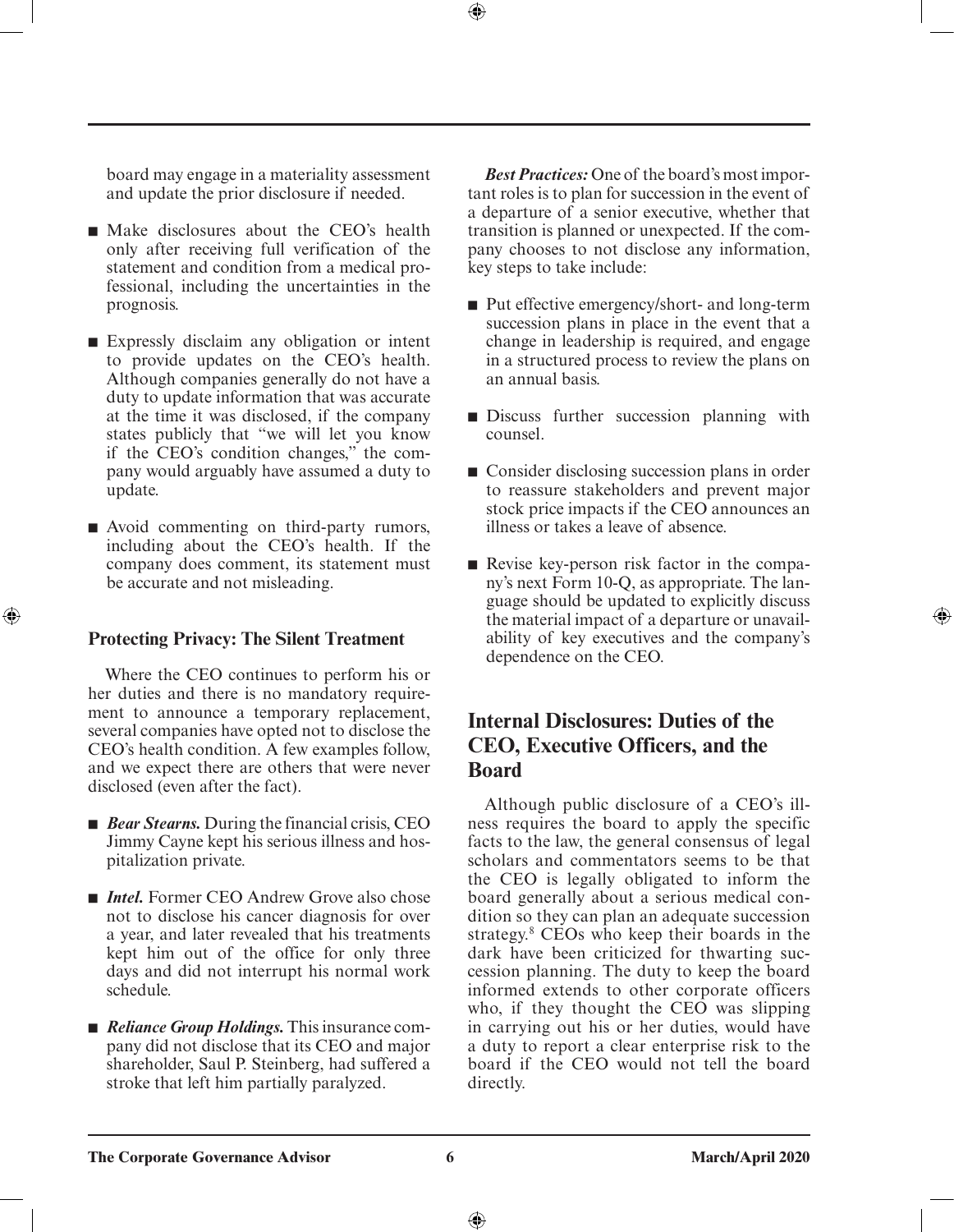board may engage in a materiality assessment and update the prior disclosure if needed.

- Make disclosures about the CEO's health only after receiving full verification of the statement and condition from a medical professional, including the uncertainties in the prognosis.
- Expressly disclaim any obligation or intent to provide updates on the CEO's health. Although companies generally do not have a duty to update information that was accurate at the time it was disclosed, if the company states publicly that "we will let you know if the CEO's condition changes," the company would arguably have assumed a duty to update.
- Avoid commenting on third-party rumors, including about the CEO's health. If the company does comment, its statement must be accurate and not misleading.

### Protecting Privacy: The Silent Treatment

Where the CEO continues to perform his or her duties and there is no mandatory requirement to announce a temporary replacement, several companies have opted not to disclose the CEO's health condition. A few examples follow, and we expect there are others that were never disclosed (even after the fact).

- ***Bear Stearns.*** During the financial crisis, CEO Jimmy Cayne kept his serious illness and hospitalization private.
- ***Intel.*** Former CEO Andrew Grove also chose not to disclose his cancer diagnosis for over a year, and later revealed that his treatments kept him out of the office for only three days and did not interrupt his normal work schedule.
- ***Reliance Group Holdings.*** This insurance company did not disclose that its CEO and major shareholder, Saul P. Steinberg, had suffered a stroke that left him partially paralyzed.

***Best Practices:*** One of the board's most important roles is to plan for succession in the event of a departure of a senior executive, whether that transition is planned or unexpected. If the company chooses to not disclose any information, key steps to take include:

- Put effective emergency/short- and long-term succession plans in place in the event that a change in leadership is required, and engage in a structured process to review the plans on an annual basis.
- Discuss further succession planning with counsel.
- Consider disclosing succession plans in order to reassure stakeholders and prevent major stock price impacts if the CEO announces an illness or takes a leave of absence.
- Revise key-person risk factor in the company's next Form 10-Q, as appropriate. The language should be updated to explicitly discuss the material impact of a departure or unavailability of key executives and the company's dependence on the CEO.

## Internal Disclosures: Duties of the CEO, Executive Officers, and the Board

Although public disclosure of a CEO's illness requires the board to apply the specific facts to the law, the general consensus of legal scholars and commentators seems to be that the CEO is legally obligated to inform the board generally about a serious medical condition so they can plan an adequate succession strategy.[8] CEOs who keep their boards in the dark have been criticized for thwarting succession planning. The duty to keep the board informed extends to other corporate officers who, if they thought the CEO was slipping in carrying out his or her duties, would have a duty to report a clear enterprise risk to the board if the CEO would not tell the board directly.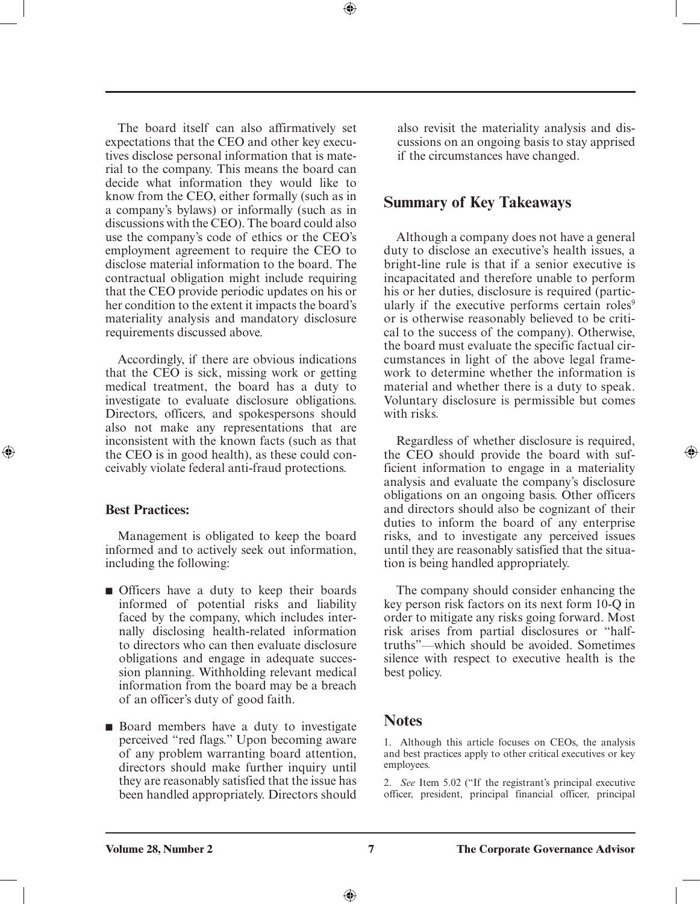The board itself can also affirmatively set expectations that the CEO and other key executives disclose personal information that is material to the company. This means the board can decide what information they would like to know from the CEO, either formally (such as in a company's bylaws) or informally (such as in discussions with the CEO). The board could also use the company's code of ethics or the CEO's employment agreement to require the CEO to disclose material information to the board. The contractual obligation might include requiring that the CEO provide periodic updates on his or her condition to the extent it impacts the board's materiality analysis and mandatory disclosure requirements discussed above.

Accordingly, if there are obvious indications that the CEO is sick, missing work or getting medical treatment, the board has a duty to investigate to evaluate disclosure obligations. Directors, officers, and spokespersons should also not make any representations that are inconsistent with the known facts (such as that the CEO is in good health), as these could conceivably violate federal anti-fraud protections.

### Best Practices:

Management is obligated to keep the board informed and to actively seek out information, including the following:

- Officers have a duty to keep their boards informed of potential risks and liability faced by the company, which includes internally disclosing health-related information to directors who can then evaluate disclosure obligations and engage in adequate succession planning. Withholding relevant medical information from the board may be a breach of an officer's duty of good faith.
- Board members have a duty to investigate perceived "red flags." Upon becoming aware of any problem warranting board attention, directors should make further inquiry until they are reasonably satisfied that the issue has been handled appropriately. Directors should also revisit the materiality analysis and discussions on an ongoing basis to stay apprised if the circumstances have changed.

## Summary of Key Takeaways

Although a company does not have a general duty to disclose an executive's health issues, a bright-line rule is that if a senior executive is incapacitated and therefore unable to perform his or her duties, disclosure is required (particularly if the executive performs certain roles[9] or is otherwise reasonably believed to be critical to the success of the company). Otherwise, the board must evaluate the specific factual circumstances in light of the above legal framework to determine whether the information is material and whether there is a duty to speak. Voluntary disclosure is permissible but comes with risks.

Regardless of whether disclosure is required, the CEO should provide the board with sufficient information to engage in a materiality analysis and evaluate the company's disclosure obligations on an ongoing basis. Other officers and directors should also be cognizant of their duties to inform the board of any enterprise risks, and to investigate any perceived issues until they are reasonably satisfied that the situation is being handled appropriately.

The company should consider enhancing the key person risk factors on its next form 10-Q in order to mitigate any risks going forward. Most risk arises from partial disclosures or "half-truths"—which should be avoided. Sometimes silence with respect to executive health is the best policy.

## Notes

1. Although this article focuses on CEOs, the analysis and best practices apply to other critical executives or key employees.

2. *See* Item 5.02 ("If the registrant's principal executive officer, president, principal financial officer, principal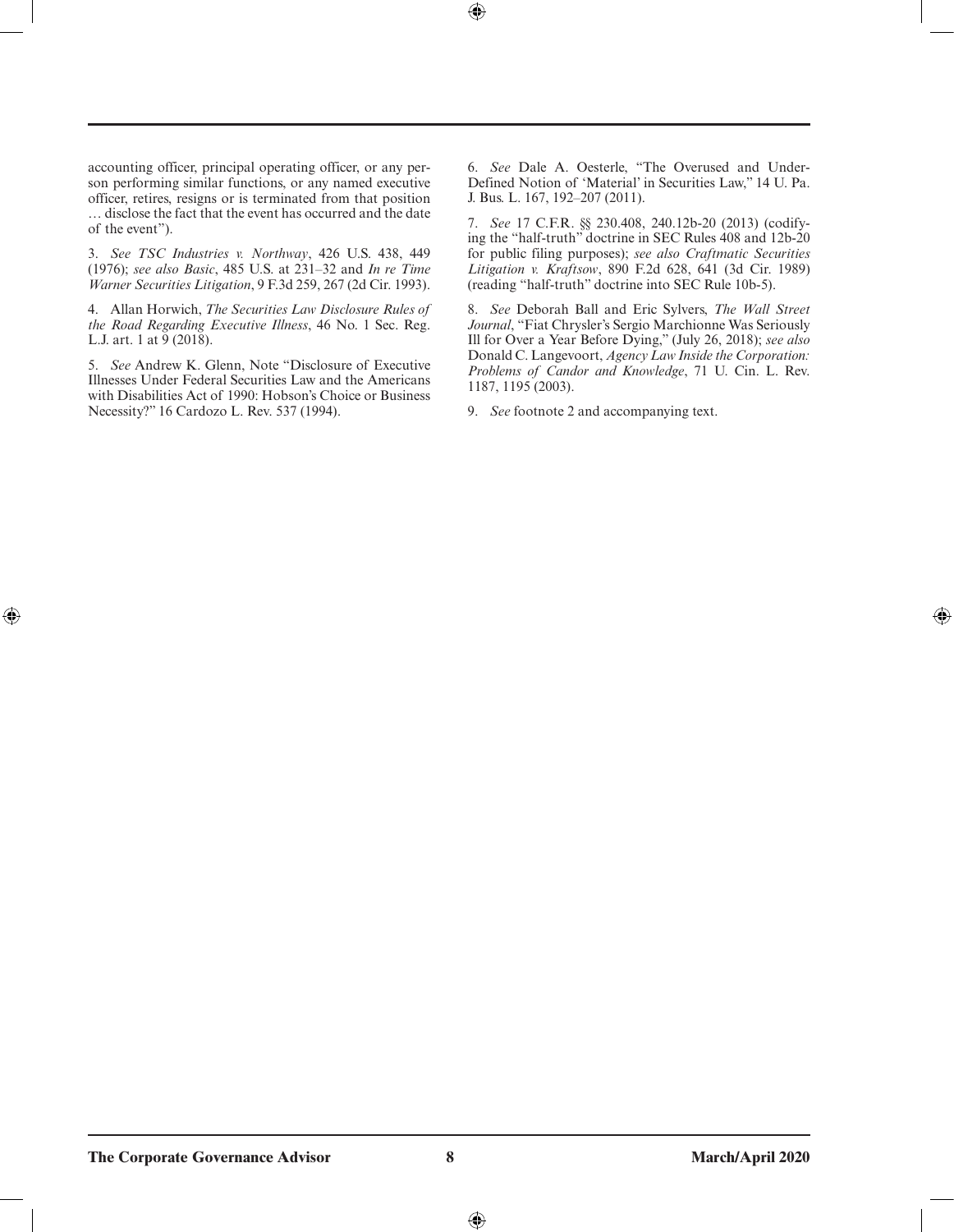accounting officer, principal operating officer, or any person performing similar functions, or any named executive officer, retires, resigns or is terminated from that position … disclose the fact that the event has occurred and the date of the event").

3. *See TSC Industries v. Northway*, 426 U.S. 438, 449 (1976); *see also Basic*, 485 U.S. at 231–32 and *In re Time Warner Securities Litigation*, 9 F.3d 259, 267 (2d Cir. 1993).

4. Allan Horwich, *The Securities Law Disclosure Rules of the Road Regarding Executive Illness*, 46 No. 1 Sec. Reg. L.J. art. 1 at 9 (2018).

5. *See* Andrew K. Glenn, Note "Disclosure of Executive Illnesses Under Federal Securities Law and the Americans with Disabilities Act of 1990: Hobson's Choice or Business Necessity?" 16 Cardozo L. Rev. 537 (1994).

6. *See* Dale A. Oesterle, "The Overused and Under-Defined Notion of 'Material' in Securities Law," 14 U. Pa. J. Bus. L. 167, 192–207 (2011).

7. *See* 17 C.F.R. §§ 230.408, 240.12b-20 (2013) (codifying the "half-truth" doctrine in SEC Rules 408 and 12b-20 for public filing purposes); *see also Craftmatic Securities Litigation v. Kraftsow*, 890 F.2d 628, 641 (3d Cir. 1989) (reading "half-truth" doctrine into SEC Rule 10b-5).

8. *See* Deborah Ball and Eric Sylvers, *The Wall Street Journal*, "Fiat Chrysler's Sergio Marchionne Was Seriously Ill for Over a Year Before Dying," (July 26, 2018); *see also* Donald C. Langevoort, *Agency Law Inside the Corporation: Problems of Candor and Knowledge*, 71 U. Cin. L. Rev. 1187, 1195 (2003).

9. *See* footnote 2 and accompanying text.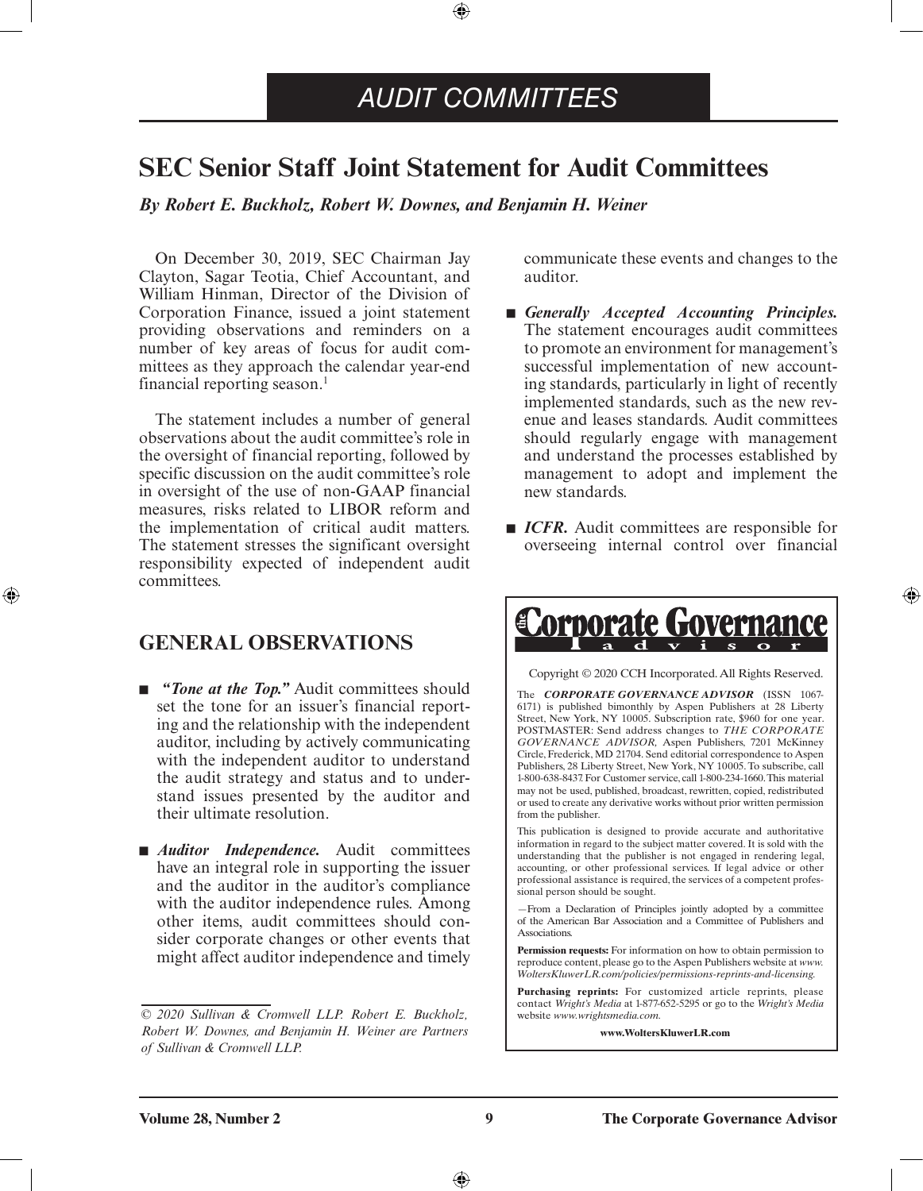# AUDIT COMMITTEES

## SEC Senior Staff Joint Statement for Audit Committees

***By Robert E. Buckholz, Robert W. Downes, and Benjamin H. Weiner***

On December 30, 2019, SEC Chairman Jay Clayton, Sagar Teotia, Chief Accountant, and William Hinman, Director of the Division of Corporation Finance, issued a joint statement providing observations and reminders on a number of key areas of focus for audit committees as they approach the calendar year-end financial reporting season.[1]

The statement includes a number of general observations about the audit committee's role in the oversight of financial reporting, followed by specific discussion on the audit committee's role in oversight of the use of non-GAAP financial measures, risks related to LIBOR reform and the implementation of critical audit matters. The statement stresses the significant oversight responsibility expected of independent audit committees.

## GENERAL OBSERVATIONS

- ***"Tone at the Top."*** Audit committees should set the tone for an issuer's financial reporting and the relationship with the independent auditor, including by actively communicating with the independent auditor to understand the audit strategy and status and to understand issues presented by the auditor and their ultimate resolution.
- ***Auditor Independence.*** Audit committees have an integral role in supporting the issuer and the auditor in the auditor's compliance with the auditor independence rules. Among other items, audit committees should consider corporate changes or other events that might affect auditor independence and timely communicate these events and changes to the auditor.
- ***Generally Accepted Accounting Principles.*** The statement encourages audit committees to promote an environment for management's successful implementation of new accounting standards, particularly in light of recently implemented standards, such as the new revenue and leases standards. Audit committees should regularly engage with management and understand the processes established by management to adopt and implement the new standards.
- ***ICFR.*** Audit committees are responsible for overseeing internal control over financial

*© 2020 Sullivan & Cromwell LLP. Robert E. Buckholz, Robert W. Downes, and Benjamin H. Weiner are Partners of Sullivan & Cromwell LLP.*

---

**the Corporate Governance Advisor**

Copyright © 2020 CCH Incorporated. All Rights Reserved.

The ***CORPORATE GOVERNANCE ADVISOR*** (ISSN 1067-6171) is published bimonthly by Aspen Publishers at 28 Liberty Street, New York, NY 10005. Subscription rate, $960 for one year. POSTMASTER: Send address changes to *THE CORPORATE GOVERNANCE ADVISOR,* Aspen Publishers, 7201 McKinney Circle, Frederick, MD 21704. Send editorial correspondence to Aspen Publishers, 28 Liberty Street, New York, NY 10005. To subscribe, call 1-800-638-8437. For Customer service, call 1-800-234-1660. This material may not be used, published, broadcast, rewritten, copied, redistributed or used to create any derivative works without prior written permission from the publisher.

This publication is designed to provide accurate and authoritative information in regard to the subject matter covered. It is sold with the understanding that the publisher is not engaged in rendering legal, accounting, or other professional services. If legal advice or other professional assistance is required, the services of a competent professional person should be sought.

—From a Declaration of Principles jointly adopted by a committee of the American Bar Association and a Committee of Publishers and Associations.

**Permission requests:** For information on how to obtain permission to reproduce content, please go to the Aspen Publishers website at *www.WoltersKluwerLR.com/policies/permissions-reprints-and-licensing.*

**Purchasing reprints:** For customized article reprints, please contact *Wright's Media* at 1-877-652-5295 or go to the *Wright's Media* website *www.wrightsmedia.com.*

**www.WoltersKluwerLR.com**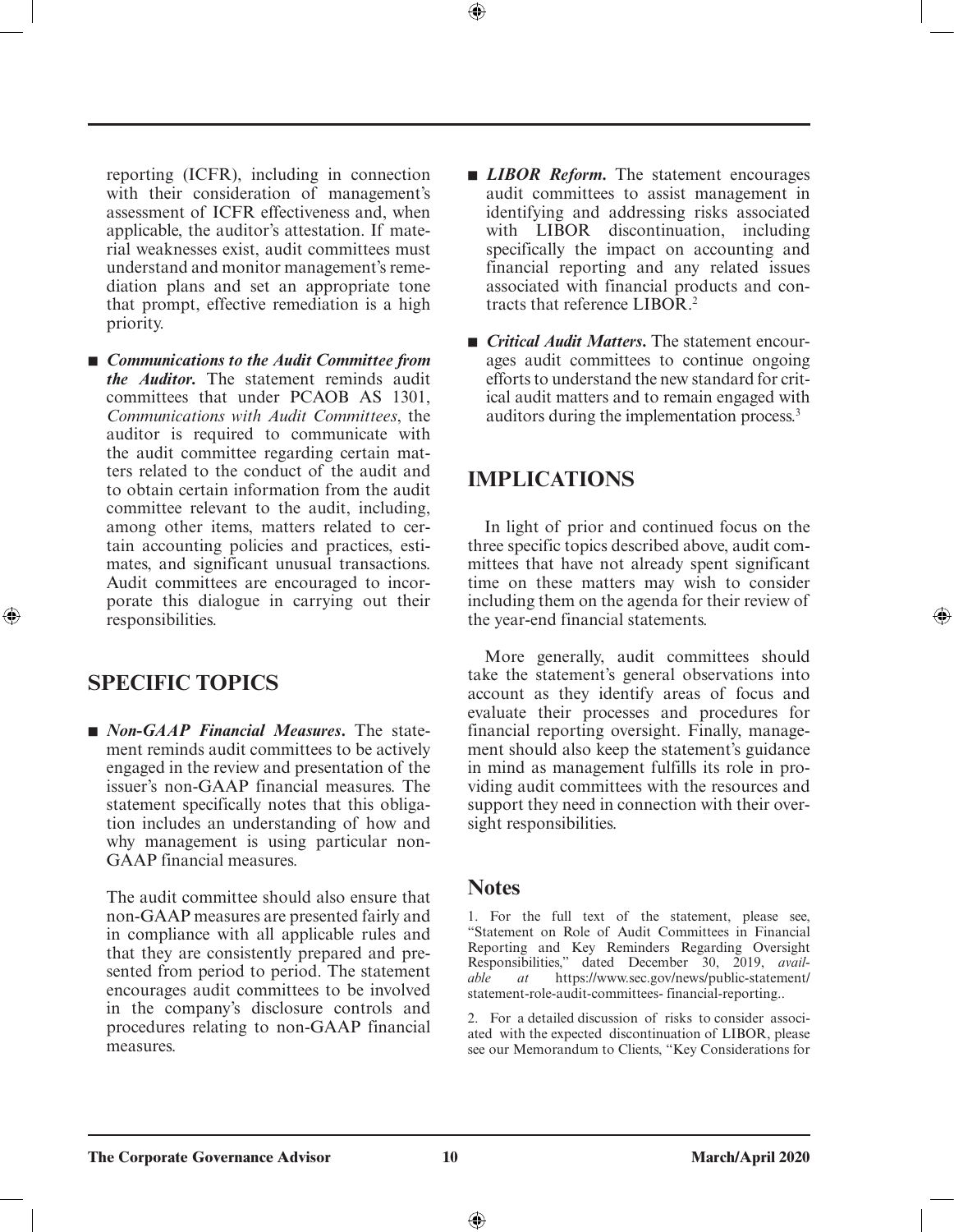reporting (ICFR), including in connection with their consideration of management's assessment of ICFR effectiveness and, when applicable, the auditor's attestation. If material weaknesses exist, audit committees must understand and monitor management's remediation plans and set an appropriate tone that prompt, effective remediation is a high priority.

- ***Communications to the Audit Committee from the Auditor.*** The statement reminds audit committees that under PCAOB AS 1301, *Communications with Audit Committees*, the auditor is required to communicate with the audit committee regarding certain matters related to the conduct of the audit and to obtain certain information from the audit committee relevant to the audit, including, among other items, matters related to certain accounting policies and practices, estimates, and significant unusual transactions. Audit committees are encouraged to incorporate this dialogue in carrying out their responsibilities.

## SPECIFIC TOPICS

- ***Non-GAAP Financial Measures.*** The statement reminds audit committees to be actively engaged in the review and presentation of the issuer's non-GAAP financial measures. The statement specifically notes that this obligation includes an understanding of how and why management is using particular non-GAAP financial measures.

  The audit committee should also ensure that non-GAAP measures are presented fairly and in compliance with all applicable rules and that they are consistently prepared and presented from period to period. The statement encourages audit committees to be involved in the company's disclosure controls and procedures relating to non-GAAP financial measures.

- ***LIBOR Reform.*** The statement encourages audit committees to assist management in identifying and addressing risks associated with LIBOR discontinuation, including specifically the impact on accounting and financial reporting and any related issues associated with financial products and contracts that reference LIBOR.[2]

- ***Critical Audit Matters.*** The statement encourages audit committees to continue ongoing efforts to understand the new standard for critical audit matters and to remain engaged with auditors during the implementation process.[3]

## IMPLICATIONS

In light of prior and continued focus on the three specific topics described above, audit committees that have not already spent significant time on these matters may wish to consider including them on the agenda for their review of the year-end financial statements.

More generally, audit committees should take the statement's general observations into account as they identify areas of focus and evaluate their processes and procedures for financial reporting oversight. Finally, management should also keep the statement's guidance in mind as management fulfills its role in providing audit committees with the resources and support they need in connection with their oversight responsibilities.

## Notes

1. For the full text of the statement, please see, "Statement on Role of Audit Committees in Financial Reporting and Key Reminders Regarding Oversight Responsibilities," dated December 30, 2019, *available at* https://www.sec.gov/news/public-statement/statement-role-audit-committees- financial-reporting..

2. For a detailed discussion of risks to consider associated with the expected discontinuation of LIBOR, please see our Memorandum to Clients, "Key Considerations for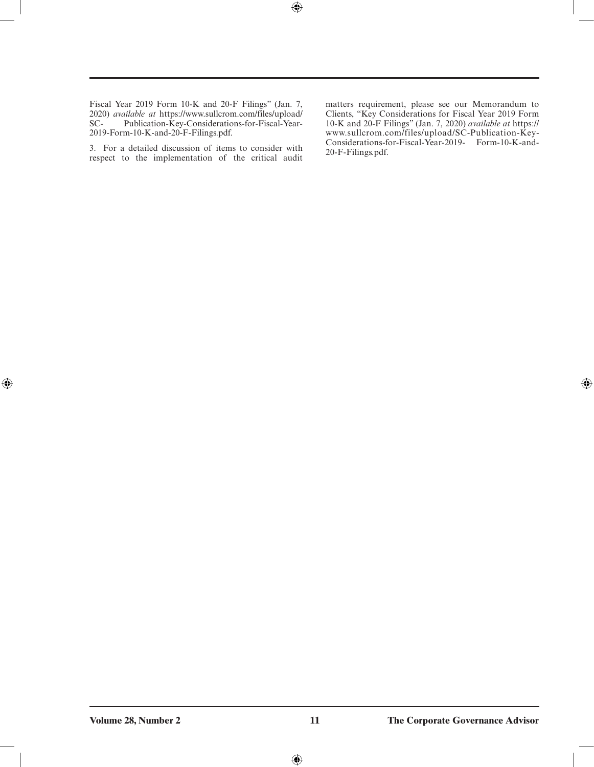Fiscal Year 2019 Form 10-K and 20-F Filings" (Jan. 7, 2020) *available at* https://www.sullcrom.com/files/upload/SC- Publication-Key-Considerations-for-Fiscal-Year-2019-Form-10-K-and-20-F-Filings.pdf.

3. For a detailed discussion of items to consider with respect to the implementation of the critical audit matters requirement, please see our Memorandum to Clients, "Key Considerations for Fiscal Year 2019 Form 10-K and 20-F Filings" (Jan. 7, 2020) *available at* https://www.sullcrom.com/files/upload/SC-Publication-Key-Considerations-for-Fiscal-Year-2019- Form-10-K-and-20-F-Filings.pdf.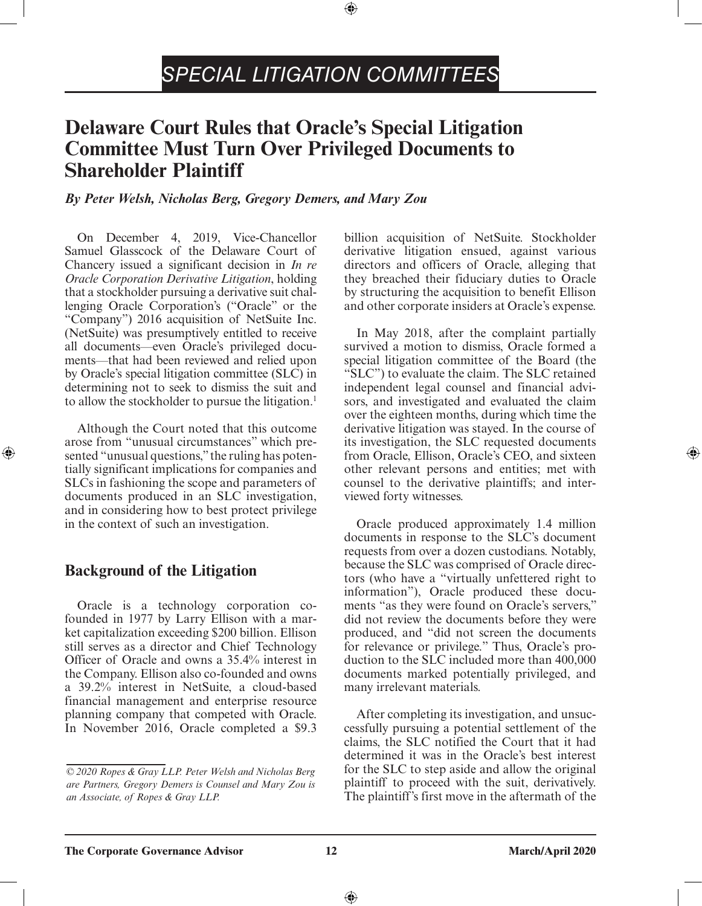# SPECIAL LITIGATION COMMITTEES

## Delaware Court Rules that Oracle's Special Litigation Committee Must Turn Over Privileged Documents to Shareholder Plaintiff

***By Peter Welsh, Nicholas Berg, Gregory Demers, and Mary Zou***

On December 4, 2019, Vice-Chancellor Samuel Glasscock of the Delaware Court of Chancery issued a significant decision in *In re Oracle Corporation Derivative Litigation*, holding that a stockholder pursuing a derivative suit challenging Oracle Corporation's ("Oracle" or the "Company") 2016 acquisition of NetSuite Inc. (NetSuite) was presumptively entitled to receive all documents—even Oracle's privileged documents—that had been reviewed and relied upon by Oracle's special litigation committee (SLC) in determining not to seek to dismiss the suit and to allow the stockholder to pursue the litigation.[1]

Although the Court noted that this outcome arose from "unusual circumstances" which presented "unusual questions," the ruling has potentially significant implications for companies and SLCs in fashioning the scope and parameters of documents produced in an SLC investigation, and in considering how to best protect privilege in the context of such an investigation.

### Background of the Litigation

Oracle is a technology corporation co-founded in 1977 by Larry Ellison with a market capitalization exceeding $200 billion. Ellison still serves as a director and Chief Technology Officer of Oracle and owns a 35.4% interest in the Company. Ellison also co-founded and owns a 39.2% interest in NetSuite, a cloud-based financial management and enterprise resource planning company that competed with Oracle. In November 2016, Oracle completed a $9.3 billion acquisition of NetSuite. Stockholder derivative litigation ensued, against various directors and officers of Oracle, alleging that they breached their fiduciary duties to Oracle by structuring the acquisition to benefit Ellison and other corporate insiders at Oracle's expense.

In May 2018, after the complaint partially survived a motion to dismiss, Oracle formed a special litigation committee of the Board (the "SLC") to evaluate the claim. The SLC retained independent legal counsel and financial advisors, and investigated and evaluated the claim over the eighteen months, during which time the derivative litigation was stayed. In the course of its investigation, the SLC requested documents from Oracle, Ellison, Oracle's CEO, and sixteen other relevant persons and entities; met with counsel to the derivative plaintiffs; and interviewed forty witnesses.

Oracle produced approximately 1.4 million documents in response to the SLC's document requests from over a dozen custodians. Notably, because the SLC was comprised of Oracle directors (who have a "virtually unfettered right to information"), Oracle produced these documents "as they were found on Oracle's servers," did not review the documents before they were produced, and "did not screen the documents for relevance or privilege." Thus, Oracle's production to the SLC included more than 400,000 documents marked potentially privileged, and many irrelevant materials.

After completing its investigation, and unsuccessfully pursuing a potential settlement of the claims, the SLC notified the Court that it had determined it was in the Oracle's best interest for the SLC to step aside and allow the original plaintiff to proceed with the suit, derivatively. The plaintiff's first move in the aftermath of the

*© 2020 Ropes & Gray LLP. Peter Welsh and Nicholas Berg are Partners, Gregory Demers is Counsel and Mary Zou is an Associate, of Ropes & Gray LLP.*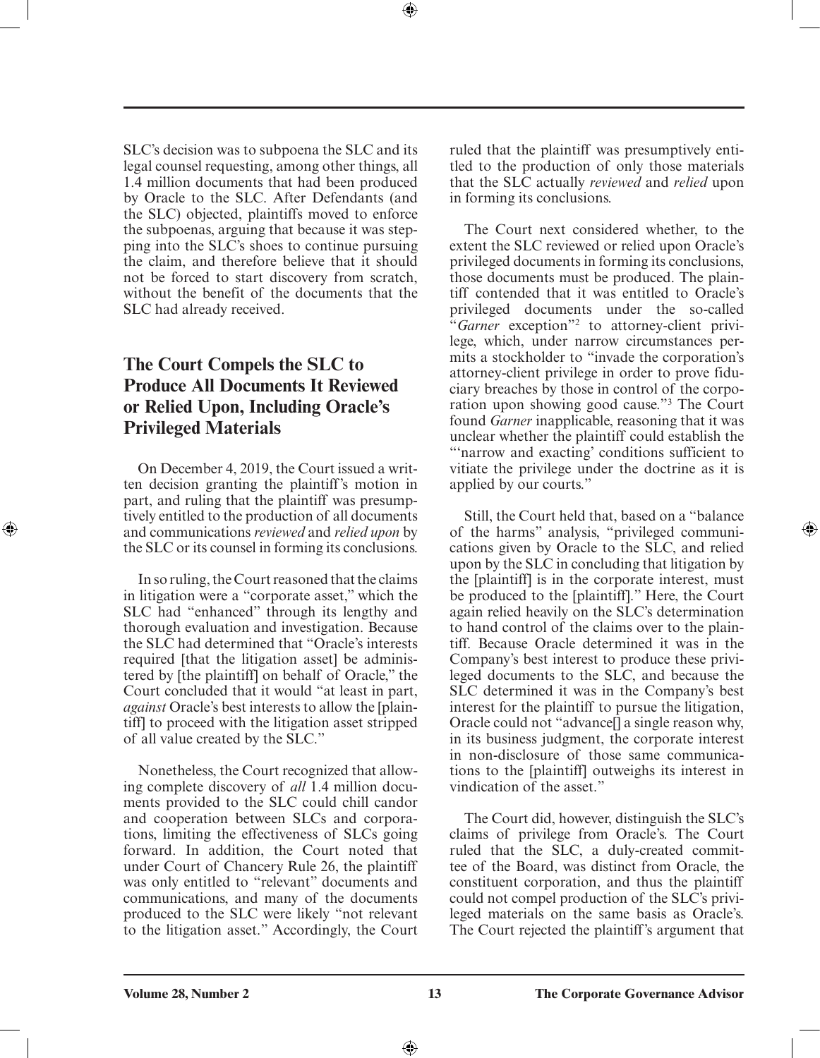SLC's decision was to subpoena the SLC and its legal counsel requesting, among other things, all 1.4 million documents that had been produced by Oracle to the SLC. After Defendants (and the SLC) objected, plaintiffs moved to enforce the subpoenas, arguing that because it was stepping into the SLC's shoes to continue pursuing the claim, and therefore believe that it should not be forced to start discovery from scratch, without the benefit of the documents that the SLC had already received.

## The Court Compels the SLC to Produce All Documents It Reviewed or Relied Upon, Including Oracle's Privileged Materials

On December 4, 2019, the Court issued a written decision granting the plaintiff's motion in part, and ruling that the plaintiff was presumptively entitled to the production of all documents and communications *reviewed* and *relied upon* by the SLC or its counsel in forming its conclusions.

In so ruling, the Court reasoned that the claims in litigation were a "corporate asset," which the SLC had "enhanced" through its lengthy and thorough evaluation and investigation. Because the SLC had determined that "Oracle's interests required [that the litigation asset] be administered by [the plaintiff] on behalf of Oracle," the Court concluded that it would "at least in part, *against* Oracle's best interests to allow the [plaintiff] to proceed with the litigation asset stripped of all value created by the SLC."

Nonetheless, the Court recognized that allowing complete discovery of *all* 1.4 million documents provided to the SLC could chill candor and cooperation between SLCs and corporations, limiting the effectiveness of SLCs going forward. In addition, the Court noted that under Court of Chancery Rule 26, the plaintiff was only entitled to "relevant" documents and communications, and many of the documents produced to the SLC were likely "not relevant to the litigation asset." Accordingly, the Court ruled that the plaintiff was presumptively entitled to the production of only those materials that the SLC actually *reviewed* and *relied* upon in forming its conclusions.

The Court next considered whether, to the extent the SLC reviewed or relied upon Oracle's privileged documents in forming its conclusions, those documents must be produced. The plaintiff contended that it was entitled to Oracle's privileged documents under the so-called "*Garner* exception"[2] to attorney-client privilege, which, under narrow circumstances permits a stockholder to "invade the corporation's attorney-client privilege in order to prove fiduciary breaches by those in control of the corporation upon showing good cause."[3] The Court found *Garner* inapplicable, reasoning that it was unclear whether the plaintiff could establish the "'narrow and exacting' conditions sufficient to vitiate the privilege under the doctrine as it is applied by our courts."

Still, the Court held that, based on a "balance of the harms" analysis, "privileged communications given by Oracle to the SLC, and relied upon by the SLC in concluding that litigation by the [plaintiff] is in the corporate interest, must be produced to the [plaintiff]." Here, the Court again relied heavily on the SLC's determination to hand control of the claims over to the plaintiff. Because Oracle determined it was in the Company's best interest to produce these privileged documents to the SLC, and because the SLC determined it was in the Company's best interest for the plaintiff to pursue the litigation, Oracle could not "advance[] a single reason why, in its business judgment, the corporate interest in non-disclosure of those same communications to the [plaintiff] outweighs its interest in vindication of the asset."

The Court did, however, distinguish the SLC's claims of privilege from Oracle's. The Court ruled that the SLC, a duly-created committee of the Board, was distinct from Oracle, the constituent corporation, and thus the plaintiff could not compel production of the SLC's privileged materials on the same basis as Oracle's. The Court rejected the plaintiff's argument that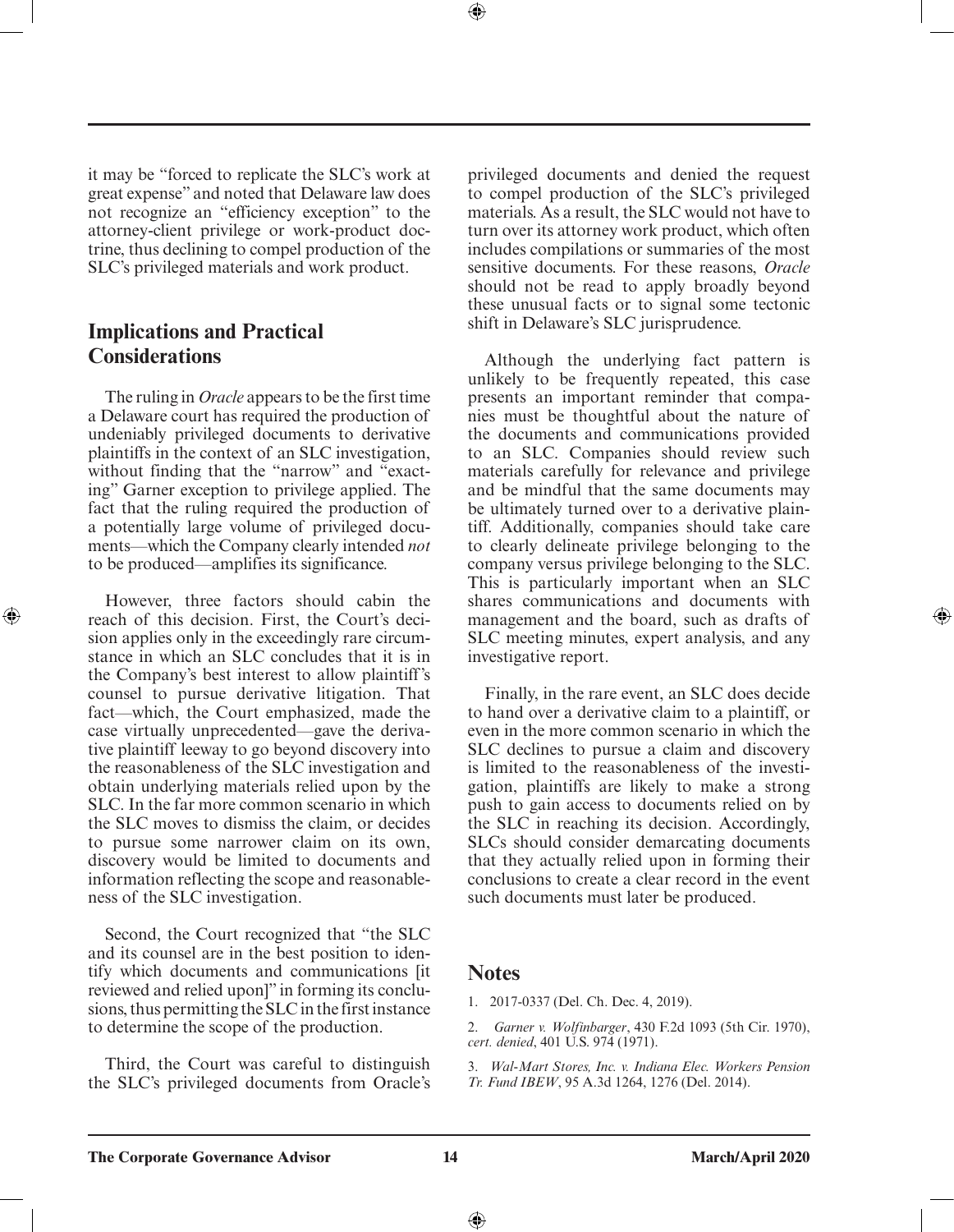it may be "forced to replicate the SLC's work at great expense" and noted that Delaware law does not recognize an "efficiency exception" to the attorney-client privilege or work-product doctrine, thus declining to compel production of the SLC's privileged materials and work product.

## Implications and Practical Considerations

The ruling in *Oracle* appears to be the first time a Delaware court has required the production of undeniably privileged documents to derivative plaintiffs in the context of an SLC investigation, without finding that the "narrow" and "exacting" Garner exception to privilege applied. The fact that the ruling required the production of a potentially large volume of privileged documents—which the Company clearly intended *not* to be produced—amplifies its significance.

However, three factors should cabin the reach of this decision. First, the Court's decision applies only in the exceedingly rare circumstance in which an SLC concludes that it is in the Company's best interest to allow plaintiff's counsel to pursue derivative litigation. That fact—which, the Court emphasized, made the case virtually unprecedented—gave the derivative plaintiff leeway to go beyond discovery into the reasonableness of the SLC investigation and obtain underlying materials relied upon by the SLC. In the far more common scenario in which the SLC moves to dismiss the claim, or decides to pursue some narrower claim on its own, discovery would be limited to documents and information reflecting the scope and reasonableness of the SLC investigation.

Second, the Court recognized that "the SLC and its counsel are in the best position to identify which documents and communications [it reviewed and relied upon]" in forming its conclusions, thus permitting the SLC in the first instance to determine the scope of the production.

Third, the Court was careful to distinguish the SLC's privileged documents from Oracle's privileged documents and denied the request to compel production of the SLC's privileged materials. As a result, the SLC would not have to turn over its attorney work product, which often includes compilations or summaries of the most sensitive documents. For these reasons, *Oracle* should not be read to apply broadly beyond these unusual facts or to signal some tectonic shift in Delaware's SLC jurisprudence.

Although the underlying fact pattern is unlikely to be frequently repeated, this case presents an important reminder that companies must be thoughtful about the nature of the documents and communications provided to an SLC. Companies should review such materials carefully for relevance and privilege and be mindful that the same documents may be ultimately turned over to a derivative plaintiff. Additionally, companies should take care to clearly delineate privilege belonging to the company versus privilege belonging to the SLC. This is particularly important when an SLC shares communications and documents with management and the board, such as drafts of SLC meeting minutes, expert analysis, and any investigative report.

Finally, in the rare event, an SLC does decide to hand over a derivative claim to a plaintiff, or even in the more common scenario in which the SLC declines to pursue a claim and discovery is limited to the reasonableness of the investigation, plaintiffs are likely to make a strong push to gain access to documents relied on by the SLC in reaching its decision. Accordingly, SLCs should consider demarcating documents that they actually relied upon in forming their conclusions to create a clear record in the event such documents must later be produced.

## Notes

1. 2017-0337 (Del. Ch. Dec. 4, 2019).

2. *Garner v. Wolfinbarger*, 430 F.2d 1093 (5th Cir. 1970), *cert. denied*, 401 U.S. 974 (1971).

3. *Wal-Mart Stores, Inc. v. Indiana Elec. Workers Pension Tr. Fund IBEW*, 95 A.3d 1264, 1276 (Del. 2014).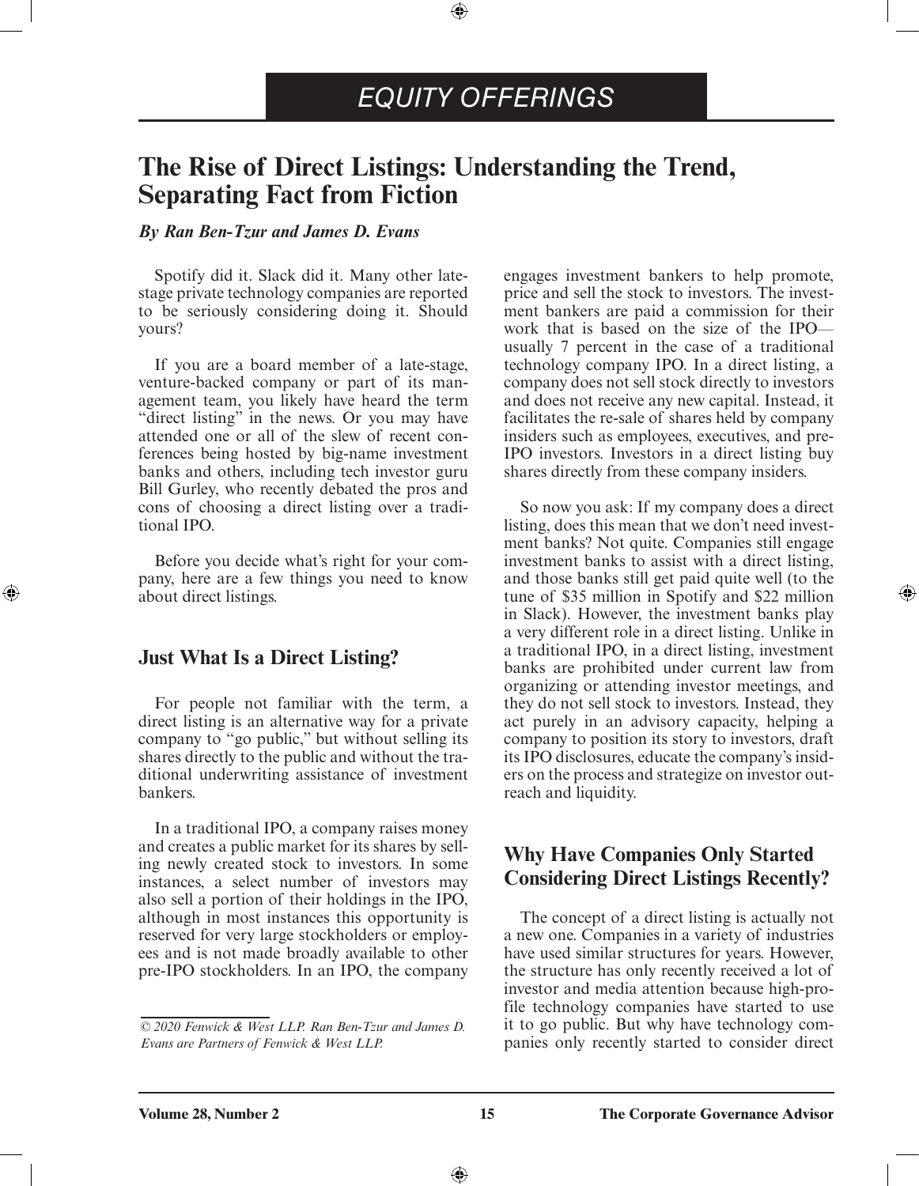EQUITY OFFERINGS

# The Rise of Direct Listings: Understanding the Trend, Separating Fact from Fiction

***By Ran Ben-Tzur and James D. Evans***

Spotify did it. Slack did it. Many other late-stage private technology companies are reported to be seriously considering doing it. Should yours?

If you are a board member of a late-stage, venture-backed company or part of its management team, you likely have heard the term "direct listing" in the news. Or you may have attended one or all of the slew of recent conferences being hosted by big-name investment banks and others, including tech investor guru Bill Gurley, who recently debated the pros and cons of choosing a direct listing over a traditional IPO.

Before you decide what's right for your company, here are a few things you need to know about direct listings.

## Just What Is a Direct Listing?

For people not familiar with the term, a direct listing is an alternative way for a private company to "go public," but without selling its shares directly to the public and without the traditional underwriting assistance of investment bankers.

In a traditional IPO, a company raises money and creates a public market for its shares by selling newly created stock to investors. In some instances, a select number of investors may also sell a portion of their holdings in the IPO, although in most instances this opportunity is reserved for very large stockholders or employees and is not made broadly available to other pre-IPO stockholders. In an IPO, the company engages investment bankers to help promote, price and sell the stock to investors. The investment bankers are paid a commission for their work that is based on the size of the IPO—usually 7 percent in the case of a traditional technology company IPO. In a direct listing, a company does not sell stock directly to investors and does not receive any new capital. Instead, it facilitates the re-sale of shares held by company insiders such as employees, executives, and pre-IPO investors. Investors in a direct listing buy shares directly from these company insiders.

So now you ask: If my company does a direct listing, does this mean that we don't need investment banks? Not quite. Companies still engage investment banks to assist with a direct listing, and those banks still get paid quite well (to the tune of $35 million in Spotify and $22 million in Slack). However, the investment banks play a very different role in a direct listing. Unlike in a traditional IPO, in a direct listing, investment banks are prohibited under current law from organizing or attending investor meetings, and they do not sell stock to investors. Instead, they act purely in an advisory capacity, helping a company to position its story to investors, draft its IPO disclosures, educate the company's insiders on the process and strategize on investor outreach and liquidity.

## Why Have Companies Only Started Considering Direct Listings Recently?

The concept of a direct listing is actually not a new one. Companies in a variety of industries have used similar structures for years. However, the structure has only recently received a lot of investor and media attention because high-profile technology companies have started to use it to go public. But why have technology companies only recently started to consider direct

*© 2020 Fenwick & West LLP. Ran Ben-Tzur and James D. Evans are Partners of Fenwick & West LLP.*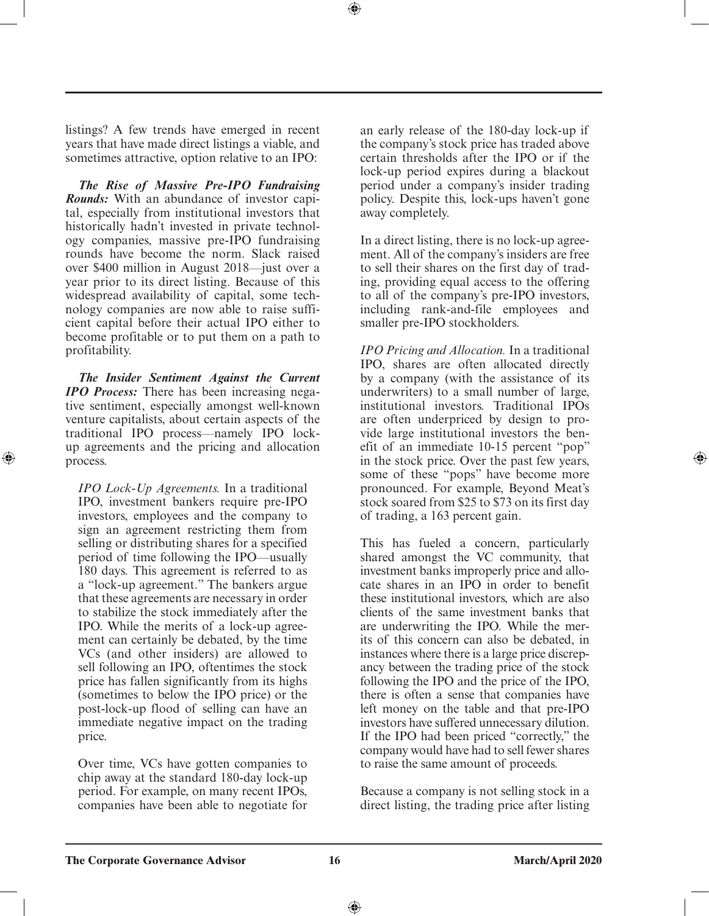listings? A few trends have emerged in recent years that have made direct listings a viable, and sometimes attractive, option relative to an IPO:

***The Rise of Massive Pre-IPO Fundraising Rounds:*** With an abundance of investor capital, especially from institutional investors that historically hadn't invested in private technology companies, massive pre-IPO fundraising rounds have become the norm. Slack raised over $400 million in August 2018—just over a year prior to its direct listing. Because of this widespread availability of capital, some technology companies are now able to raise sufficient capital before their actual IPO either to become profitable or to put them on a path to profitability.

***The Insider Sentiment Against the Current IPO Process:*** There has been increasing negative sentiment, especially amongst well-known venture capitalists, about certain aspects of the traditional IPO process—namely IPO lock-up agreements and the pricing and allocation process.

> *IPO Lock-Up Agreements.* In a traditional IPO, investment bankers require pre-IPO investors, employees and the company to sign an agreement restricting them from selling or distributing shares for a specified period of time following the IPO—usually 180 days. This agreement is referred to as a "lock-up agreement." The bankers argue that these agreements are necessary in order to stabilize the stock immediately after the IPO. While the merits of a lock-up agreement can certainly be debated, by the time VCs (and other insiders) are allowed to sell following an IPO, oftentimes the stock price has fallen significantly from its highs (sometimes to below the IPO price) or the post-lock-up flood of selling can have an immediate negative impact on the trading price.
>
> Over time, VCs have gotten companies to chip away at the standard 180-day lock-up period. For example, on many recent IPOs, companies have been able to negotiate for an early release of the 180-day lock-up if the company's stock price has traded above certain thresholds after the IPO or if the lock-up period expires during a blackout period under a company's insider trading policy. Despite this, lock-ups haven't gone away completely.
>
> In a direct listing, there is no lock-up agreement. All of the company's insiders are free to sell their shares on the first day of trading, providing equal access to the offering to all of the company's pre-IPO investors, including rank-and-file employees and smaller pre-IPO stockholders.
>
> *IPO Pricing and Allocation.* In a traditional IPO, shares are often allocated directly by a company (with the assistance of its underwriters) to a small number of large, institutional investors. Traditional IPOs are often underpriced by design to provide large institutional investors the benefit of an immediate 10-15 percent "pop" in the stock price. Over the past few years, some of these "pops" have become more pronounced. For example, Beyond Meat's stock soared from $25 to $73 on its first day of trading, a 163 percent gain.
>
> This has fueled a concern, particularly shared amongst the VC community, that investment banks improperly price and allocate shares in an IPO in order to benefit these institutional investors, which are also clients of the same investment banks that are underwriting the IPO. While the merits of this concern can also be debated, in instances where there is a large price discrepancy between the trading price of the stock following the IPO and the price of the IPO, there is often a sense that companies have left money on the table and that pre-IPO investors have suffered unnecessary dilution. If the IPO had been priced "correctly," the company would have had to sell fewer shares to raise the same amount of proceeds.
>
> Because a company is not selling stock in a direct listing, the trading price after listing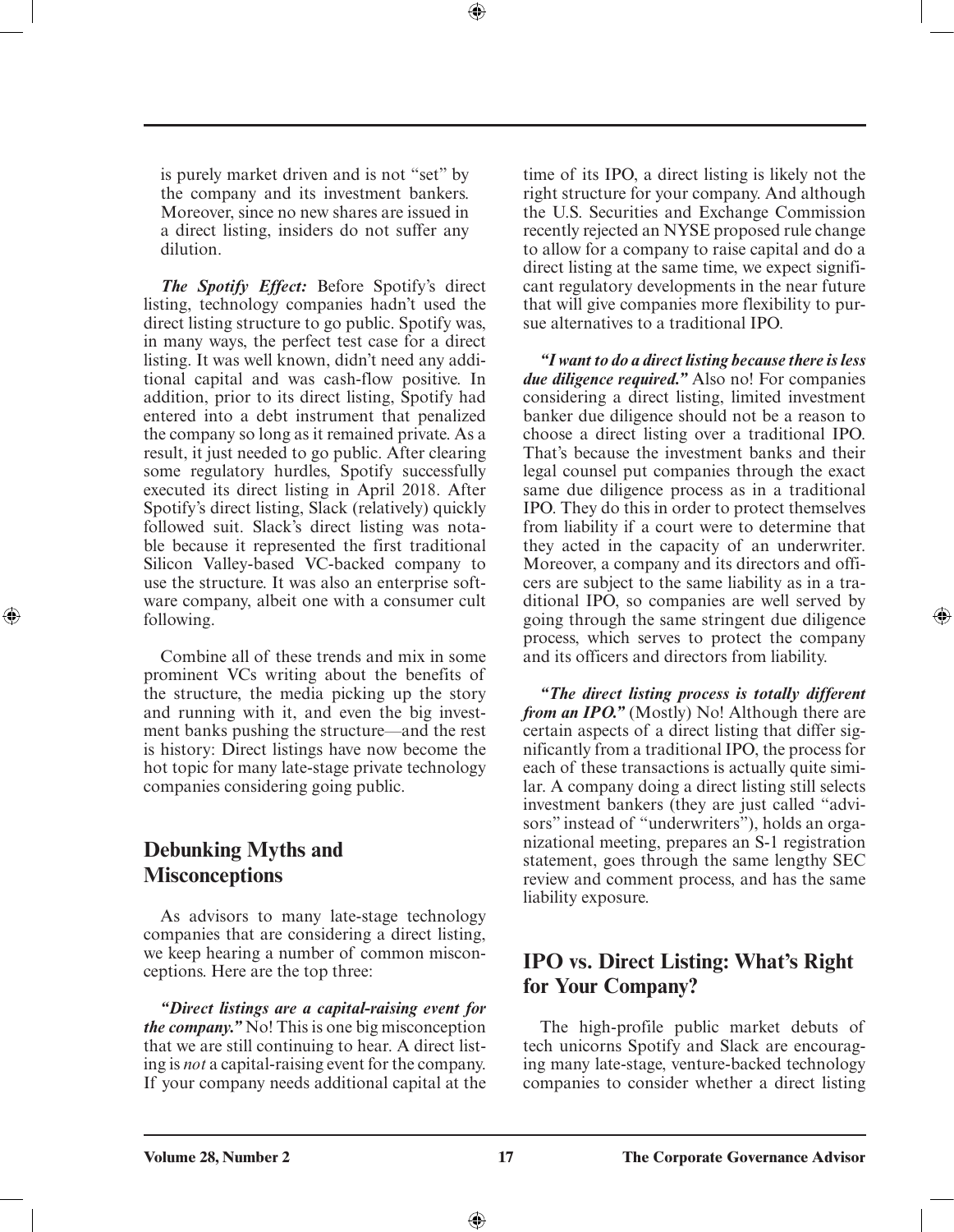is purely market driven and is not "set" by the company and its investment bankers. Moreover, since no new shares are issued in a direct listing, insiders do not suffer any dilution.

***The Spotify Effect:*** Before Spotify's direct listing, technology companies hadn't used the direct listing structure to go public. Spotify was, in many ways, the perfect test case for a direct listing. It was well known, didn't need any additional capital and was cash-flow positive. In addition, prior to its direct listing, Spotify had entered into a debt instrument that penalized the company so long as it remained private. As a result, it just needed to go public. After clearing some regulatory hurdles, Spotify successfully executed its direct listing in April 2018. After Spotify's direct listing, Slack (relatively) quickly followed suit. Slack's direct listing was notable because it represented the first traditional Silicon Valley-based VC-backed company to use the structure. It was also an enterprise software company, albeit one with a consumer cult following.

Combine all of these trends and mix in some prominent VCs writing about the benefits of the structure, the media picking up the story and running with it, and even the big investment banks pushing the structure—and the rest is history: Direct listings have now become the hot topic for many late-stage private technology companies considering going public.

## Debunking Myths and Misconceptions

As advisors to many late-stage technology companies that are considering a direct listing, we keep hearing a number of common misconceptions. Here are the top three:

***"Direct listings are a capital-raising event for the company."*** No! This is one big misconception that we are still continuing to hear. A direct listing is *not* a capital-raising event for the company. If your company needs additional capital at the time of its IPO, a direct listing is likely not the right structure for your company. And although the U.S. Securities and Exchange Commission recently rejected an NYSE proposed rule change to allow for a company to raise capital and do a direct listing at the same time, we expect significant regulatory developments in the near future that will give companies more flexibility to pursue alternatives to a traditional IPO.

***"I want to do a direct listing because there is less due diligence required."*** Also no! For companies considering a direct listing, limited investment banker due diligence should not be a reason to choose a direct listing over a traditional IPO. That's because the investment banks and their legal counsel put companies through the exact same due diligence process as in a traditional IPO. They do this in order to protect themselves from liability if a court were to determine that they acted in the capacity of an underwriter. Moreover, a company and its directors and officers are subject to the same liability as in a traditional IPO, so companies are well served by going through the same stringent due diligence process, which serves to protect the company and its officers and directors from liability.

***"The direct listing process is totally different from an IPO."*** (Mostly) No! Although there are certain aspects of a direct listing that differ significantly from a traditional IPO, the process for each of these transactions is actually quite similar. A company doing a direct listing still selects investment bankers (they are just called "advisors" instead of "underwriters"), holds an organizational meeting, prepares an S-1 registration statement, goes through the same lengthy SEC review and comment process, and has the same liability exposure.

## IPO vs. Direct Listing: What's Right for Your Company?

The high-profile public market debuts of tech unicorns Spotify and Slack are encouraging many late-stage, venture-backed technology companies to consider whether a direct listing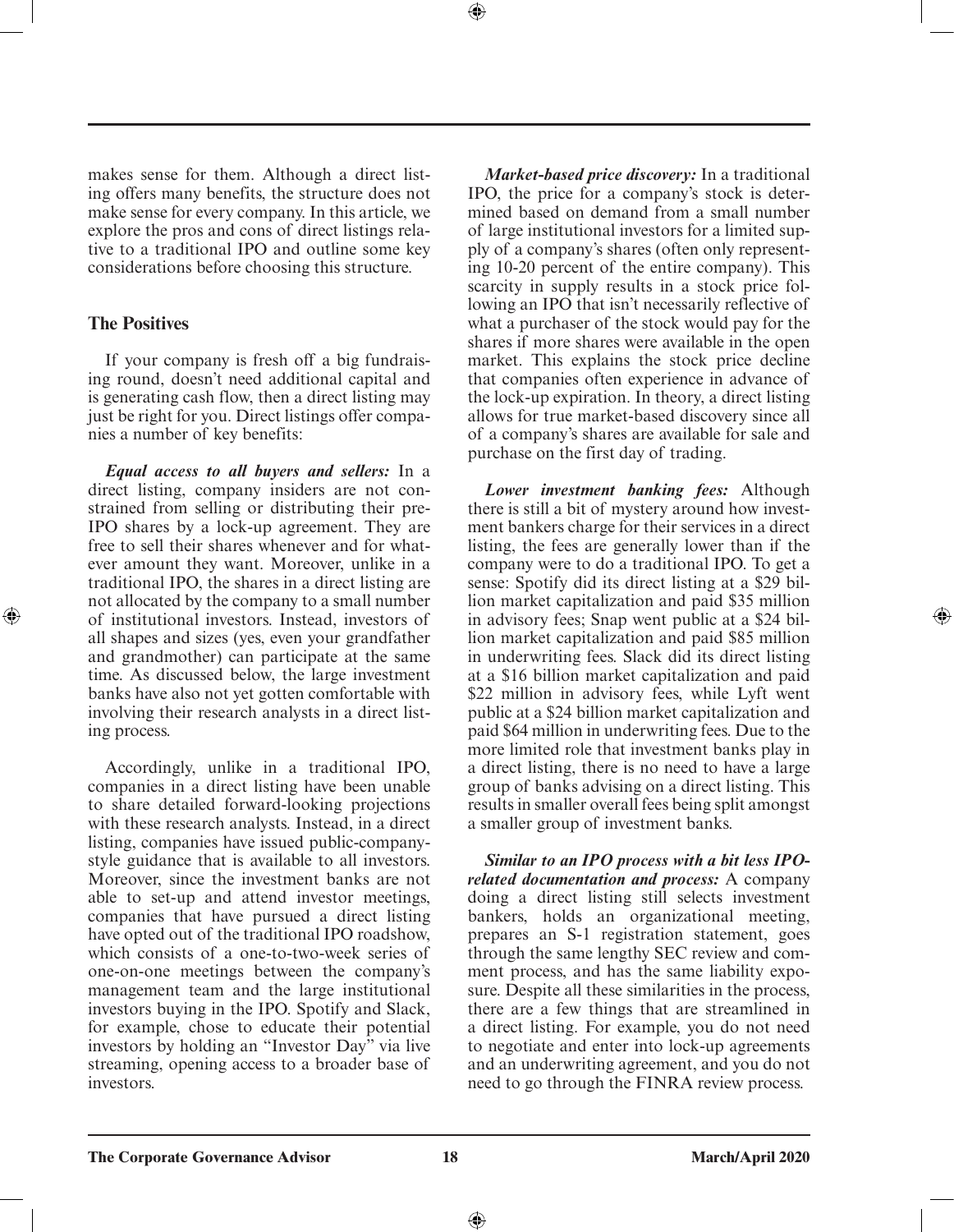makes sense for them. Although a direct listing offers many benefits, the structure does not make sense for every company. In this article, we explore the pros and cons of direct listings relative to a traditional IPO and outline some key considerations before choosing this structure.

## The Positives

If your company is fresh off a big fundraising round, doesn't need additional capital and is generating cash flow, then a direct listing may just be right for you. Direct listings offer companies a number of key benefits:

***Equal access to all buyers and sellers:*** In a direct listing, company insiders are not constrained from selling or distributing their pre-IPO shares by a lock-up agreement. They are free to sell their shares whenever and for whatever amount they want. Moreover, unlike in a traditional IPO, the shares in a direct listing are not allocated by the company to a small number of institutional investors. Instead, investors of all shapes and sizes (yes, even your grandfather and grandmother) can participate at the same time. As discussed below, the large investment banks have also not yet gotten comfortable with involving their research analysts in a direct listing process.

Accordingly, unlike in a traditional IPO, companies in a direct listing have been unable to share detailed forward-looking projections with these research analysts. Instead, in a direct listing, companies have issued public-company-style guidance that is available to all investors. Moreover, since the investment banks are not able to set-up and attend investor meetings, companies that have pursued a direct listing have opted out of the traditional IPO roadshow, which consists of a one-to-two-week series of one-on-one meetings between the company's management team and the large institutional investors buying in the IPO. Spotify and Slack, for example, chose to educate their potential investors by holding an "Investor Day" via live streaming, opening access to a broader base of investors.

***Market-based price discovery:*** In a traditional IPO, the price for a company's stock is determined based on demand from a small number of large institutional investors for a limited supply of a company's shares (often only representing 10-20 percent of the entire company). This scarcity in supply results in a stock price following an IPO that isn't necessarily reflective of what a purchaser of the stock would pay for the shares if more shares were available in the open market. This explains the stock price decline that companies often experience in advance of the lock-up expiration. In theory, a direct listing allows for true market-based discovery since all of a company's shares are available for sale and purchase on the first day of trading.

***Lower investment banking fees:*** Although there is still a bit of mystery around how investment bankers charge for their services in a direct listing, the fees are generally lower than if the company were to do a traditional IPO. To get a sense: Spotify did its direct listing at a $29 billion market capitalization and paid $35 million in advisory fees; Snap went public at a $24 billion market capitalization and paid $85 million in underwriting fees. Slack did its direct listing at a $16 billion market capitalization and paid $22 million in advisory fees, while Lyft went public at a $24 billion market capitalization and paid $64 million in underwriting fees. Due to the more limited role that investment banks play in a direct listing, there is no need to have a large group of banks advising on a direct listing. This results in smaller overall fees being split amongst a smaller group of investment banks.

***Similar to an IPO process with a bit less IPO-related documentation and process:*** A company doing a direct listing still selects investment bankers, holds an organizational meeting, prepares an S-1 registration statement, goes through the same lengthy SEC review and comment process, and has the same liability exposure. Despite all these similarities in the process, there are a few things that are streamlined in a direct listing. For example, you do not need to negotiate and enter into lock-up agreements and an underwriting agreement, and you do not need to go through the FINRA review process.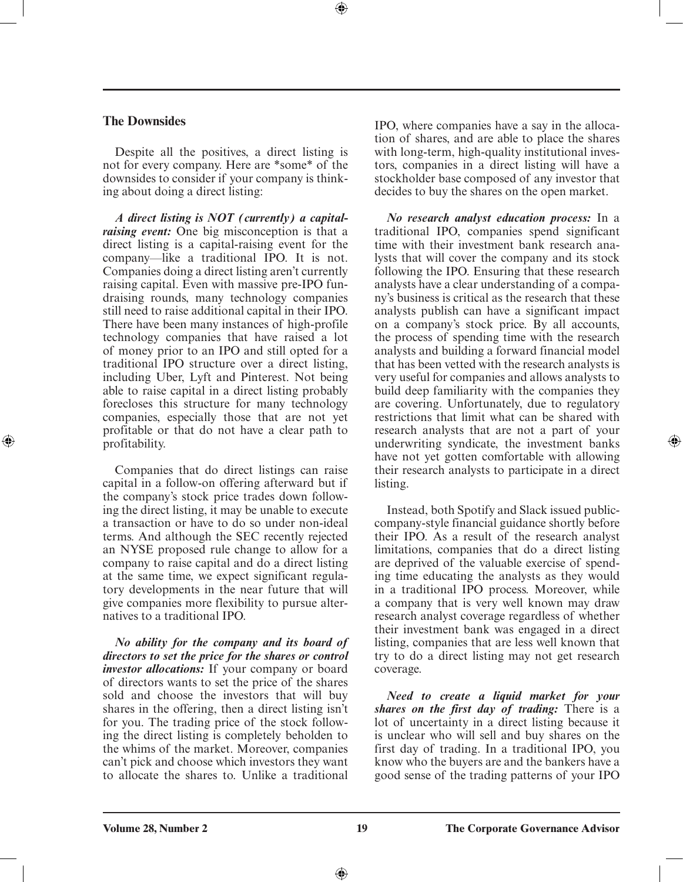## The Downsides

Despite all the positives, a direct listing is not for every company. Here are *some* of the downsides to consider if your company is thinking about doing a direct listing:

***A direct listing is NOT (currently) a capital-raising event:*** One big misconception is that a direct listing is a capital-raising event for the company—like a traditional IPO. It is not. Companies doing a direct listing aren't currently raising capital. Even with massive pre-IPO fundraising rounds, many technology companies still need to raise additional capital in their IPO. There have been many instances of high-profile technology companies that have raised a lot of money prior to an IPO and still opted for a traditional IPO structure over a direct listing, including Uber, Lyft and Pinterest. Not being able to raise capital in a direct listing probably forecloses this structure for many technology companies, especially those that are not yet profitable or that do not have a clear path to profitability.

Companies that do direct listings can raise capital in a follow-on offering afterward but if the company's stock price trades down following the direct listing, it may be unable to execute a transaction or have to do so under non-ideal terms. And although the SEC recently rejected an NYSE proposed rule change to allow for a company to raise capital and do a direct listing at the same time, we expect significant regulatory developments in the near future that will give companies more flexibility to pursue alternatives to a traditional IPO.

***No ability for the company and its board of directors to set the price for the shares or control investor allocations:*** If your company or board of directors wants to set the price of the shares sold and choose the investors that will buy shares in the offering, then a direct listing isn't for you. The trading price of the stock following the direct listing is completely beholden to the whims of the market. Moreover, companies can't pick and choose which investors they want to allocate the shares to. Unlike a traditional IPO, where companies have a say in the allocation of shares, and are able to place the shares with long-term, high-quality institutional investors, companies in a direct listing will have a stockholder base composed of any investor that decides to buy the shares on the open market.

***No research analyst education process:*** In a traditional IPO, companies spend significant time with their investment bank research analysts that will cover the company and its stock following the IPO. Ensuring that these research analysts have a clear understanding of a company's business is critical as the research that these analysts publish can have a significant impact on a company's stock price. By all accounts, the process of spending time with the research analysts and building a forward financial model that has been vetted with the research analysts is very useful for companies and allows analysts to build deep familiarity with the companies they are covering. Unfortunately, due to regulatory restrictions that limit what can be shared with research analysts that are not a part of your underwriting syndicate, the investment banks have not yet gotten comfortable with allowing their research analysts to participate in a direct listing.

Instead, both Spotify and Slack issued public-company-style financial guidance shortly before their IPO. As a result of the research analyst limitations, companies that do a direct listing are deprived of the valuable exercise of spending time educating the analysts as they would in a traditional IPO process. Moreover, while a company that is very well known may draw research analyst coverage regardless of whether their investment bank was engaged in a direct listing, companies that are less well known that try to do a direct listing may not get research coverage.

***Need to create a liquid market for your shares on the first day of trading:*** There is a lot of uncertainty in a direct listing because it is unclear who will sell and buy shares on the first day of trading. In a traditional IPO, you know who the buyers are and the bankers have a good sense of the trading patterns of your IPO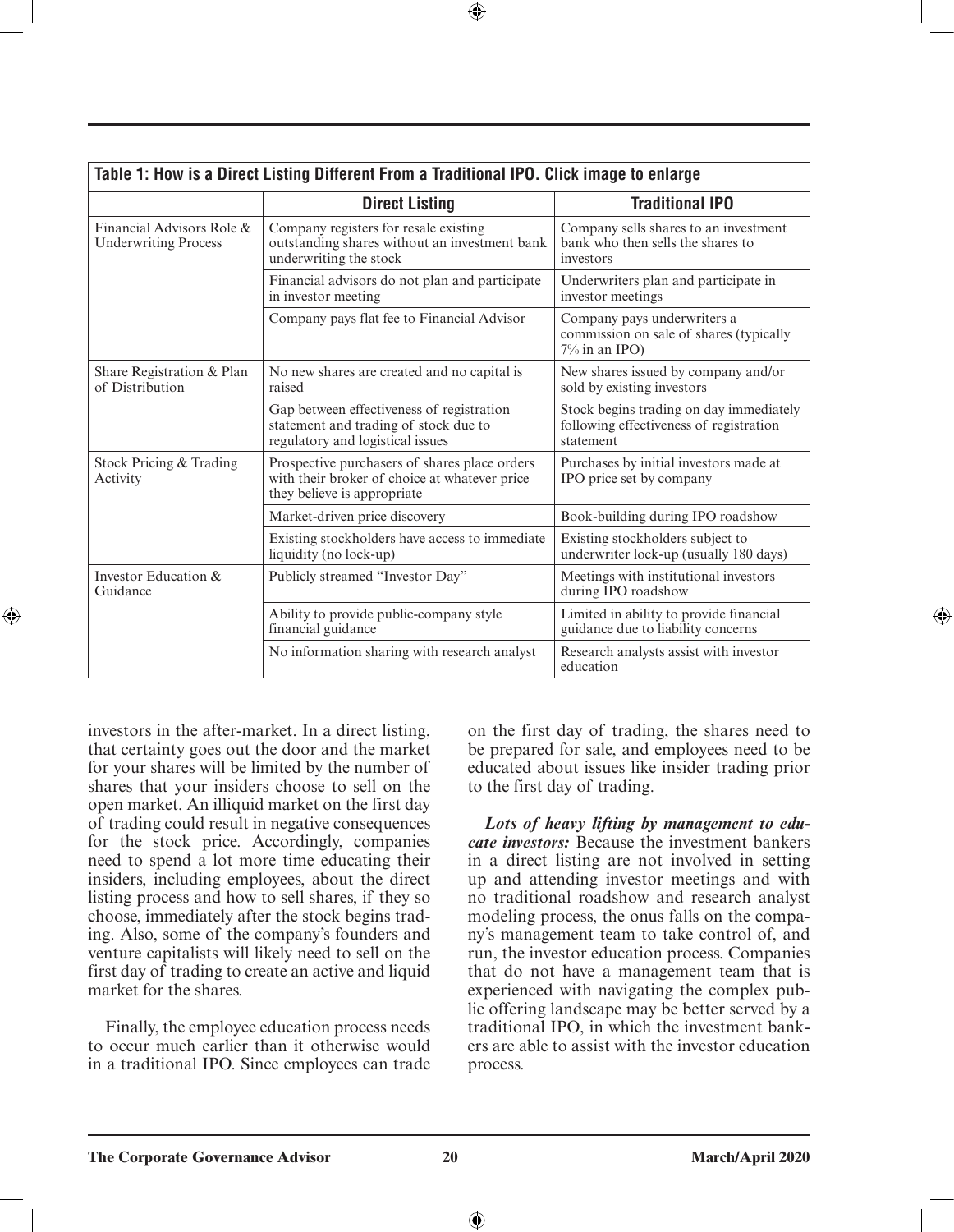**Table 1: How is a Direct Listing Different From a Traditional IPO. Click image to enlarge**

| | Direct Listing | Traditional IPO |
|---|---|---|
| Financial Advisors Role & Underwriting Process | Company registers for resale existing outstanding shares without an investment bank underwriting the stock | Company sells shares to an investment bank who then sells the shares to investors |
| | Financial advisors do not plan and participate in investor meeting | Underwriters plan and participate in investor meetings |
| | Company pays flat fee to Financial Advisor | Company pays underwriters a commission on sale of shares (typically 7% in an IPO) |
| Share Registration & Plan of Distribution | No new shares are created and no capital is raised | New shares issued by company and/or sold by existing investors |
| | Gap between effectiveness of registration statement and trading of stock due to regulatory and logistical issues | Stock begins trading on day immediately following effectiveness of registration statement |
| Stock Pricing & Trading Activity | Prospective purchasers of shares place orders with their broker of choice at whatever price they believe is appropriate | Purchases by initial investors made at IPO price set by company |
| | Market-driven price discovery | Book-building during IPO roadshow |
| | Existing stockholders have access to immediate liquidity (no lock-up) | Existing stockholders subject to underwriter lock-up (usually 180 days) |
| Investor Education & Guidance | Publicly streamed "Investor Day" | Meetings with institutional investors during IPO roadshow |
| | Ability to provide public-company style financial guidance | Limited in ability to provide financial guidance due to liability concerns |
| | No information sharing with research analyst | Research analysts assist with investor education |

investors in the after-market. In a direct listing, that certainty goes out the door and the market for your shares will be limited by the number of shares that your insiders choose to sell on the open market. An illiquid market on the first day of trading could result in negative consequences for the stock price. Accordingly, companies need to spend a lot more time educating their insiders, including employees, about the direct listing process and how to sell shares, if they so choose, immediately after the stock begins trading. Also, some of the company's founders and venture capitalists will likely need to sell on the first day of trading to create an active and liquid market for the shares.

Finally, the employee education process needs to occur much earlier than it otherwise would in a traditional IPO. Since employees can trade on the first day of trading, the shares need to be prepared for sale, and employees need to be educated about issues like insider trading prior to the first day of trading.

***Lots of heavy lifting by management to educate investors:*** Because the investment bankers in a direct listing are not involved in setting up and attending investor meetings and with no traditional roadshow and research analyst modeling process, the onus falls on the company's management team to take control of, and run, the investor education process. Companies that do not have a management team that is experienced with navigating the complex public offering landscape may be better served by a traditional IPO, in which the investment bankers are able to assist with the investor education process.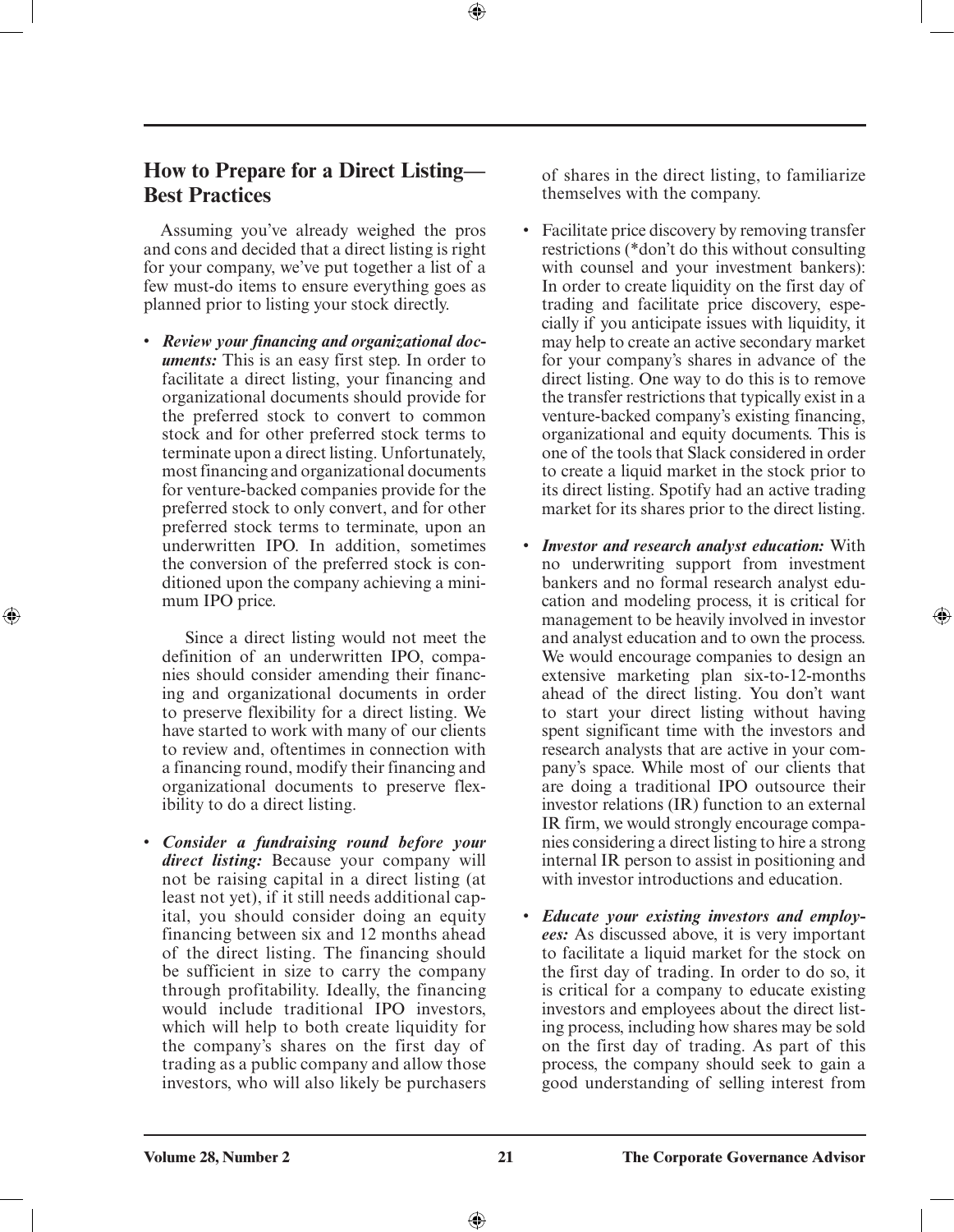## How to Prepare for a Direct Listing—Best Practices

Assuming you've already weighed the pros and cons and decided that a direct listing is right for your company, we've put together a list of a few must-do items to ensure everything goes as planned prior to listing your stock directly.

- ***Review your financing and organizational documents:*** This is an easy first step. In order to facilitate a direct listing, your financing and organizational documents should provide for the preferred stock to convert to common stock and for other preferred stock terms to terminate upon a direct listing. Unfortunately, most financing and organizational documents for venture-backed companies provide for the preferred stock to only convert, and for other preferred stock terms to terminate, upon an underwritten IPO. In addition, sometimes the conversion of the preferred stock is conditioned upon the company achieving a minimum IPO price.

  Since a direct listing would not meet the definition of an underwritten IPO, companies should consider amending their financing and organizational documents in order to preserve flexibility for a direct listing. We have started to work with many of our clients to review and, oftentimes in connection with a financing round, modify their financing and organizational documents to preserve flexibility to do a direct listing.

- ***Consider a fundraising round before your direct listing:*** Because your company will not be raising capital in a direct listing (at least not yet), if it still needs additional capital, you should consider doing an equity financing between six and 12 months ahead of the direct listing. The financing should be sufficient in size to carry the company through profitability. Ideally, the financing would include traditional IPO investors, which will help to both create liquidity for the company's shares on the first day of trading as a public company and allow those investors, who will also likely be purchasers of shares in the direct listing, to familiarize themselves with the company.

- Facilitate price discovery by removing transfer restrictions (*don't do this without consulting with counsel and your investment bankers): In order to create liquidity on the first day of trading and facilitate price discovery, especially if you anticipate issues with liquidity, it may help to create an active secondary market for your company's shares in advance of the direct listing. One way to do this is to remove the transfer restrictions that typically exist in a venture-backed company's existing financing, organizational and equity documents. This is one of the tools that Slack considered in order to create a liquid market in the stock prior to its direct listing. Spotify had an active trading market for its shares prior to the direct listing.

- ***Investor and research analyst education:*** With no underwriting support from investment bankers and no formal research analyst education and modeling process, it is critical for management to be heavily involved in investor and analyst education and to own the process. We would encourage companies to design an extensive marketing plan six-to-12-months ahead of the direct listing. You don't want to start your direct listing without having spent significant time with the investors and research analysts that are active in your company's space. While most of our clients that are doing a traditional IPO outsource their investor relations (IR) function to an external IR firm, we would strongly encourage companies considering a direct listing to hire a strong internal IR person to assist in positioning and with investor introductions and education.

- ***Educate your existing investors and employees:*** As discussed above, it is very important to facilitate a liquid market for the stock on the first day of trading. In order to do so, it is critical for a company to educate existing investors and employees about the direct listing process, including how shares may be sold on the first day of trading. As part of this process, the company should seek to gain a good understanding of selling interest from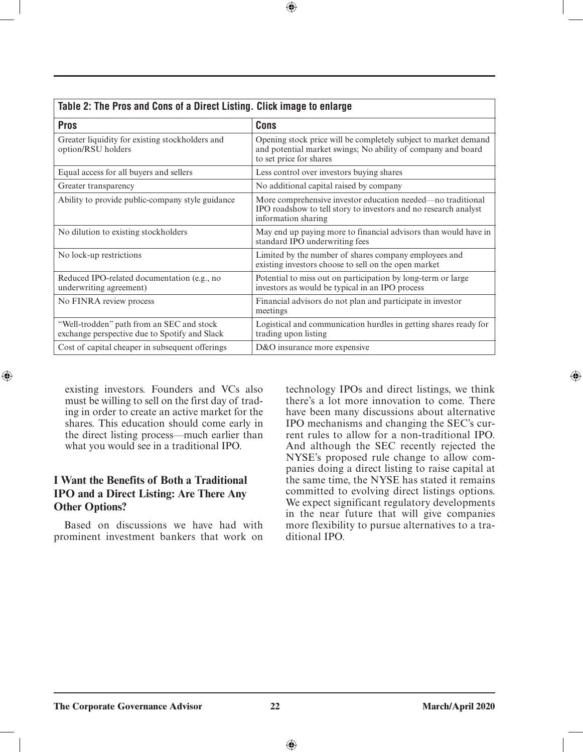| Table 2: The Pros and Cons of a Direct Listing. Click image to enlarge | |
|---|---|
| **Pros** | **Cons** |
| Greater liquidity for existing stockholders and option/RSU holders | Opening stock price will be completely subject to market demand and potential market swings; No ability of company and board to set price for shares |
| Equal access for all buyers and sellers | Less control over investors buying shares |
| Greater transparency | No additional capital raised by company |
| Ability to provide public-company style guidance | More comprehensive investor education needed—no traditional IPO roadshow to tell story to investors and no research analyst information sharing |
| No dilution to existing stockholders | May end up paying more to financial advisors than would have in standard IPO underwriting fees |
| No lock-up restrictions | Limited by the number of shares company employees and existing investors choose to sell on the open market |
| Reduced IPO-related documentation (e.g., no underwriting agreement) | Potential to miss out on participation by long-term or large investors as would be typical in an IPO process |
| No FINRA review process | Financial advisors do not plan and participate in investor meetings |
| "Well-trodden" path from an SEC and stock exchange perspective due to Spotify and Slack | Logistical and communication hurdles in getting shares ready for trading upon listing |
| Cost of capital cheaper in subsequent offerings | D&O insurance more expensive |

existing investors. Founders and VCs also must be willing to sell on the first day of trading in order to create an active market for the shares. This education should come early in the direct listing process—much earlier than what you would see in a traditional IPO.

### I Want the Benefits of Both a Traditional IPO and a Direct Listing: Are There Any Other Options?

Based on discussions we have had with prominent investment bankers that work on technology IPOs and direct listings, we think there's a lot more innovation to come. There have been many discussions about alternative IPO mechanisms and changing the SEC's current rules to allow for a non-traditional IPO. And although the SEC recently rejected the NYSE's proposed rule change to allow companies doing a direct listing to raise capital at the same time, the NYSE has stated it remains committed to evolving direct listings options. We expect significant regulatory developments in the near future that will give companies more flexibility to pursue alternatives to a traditional IPO.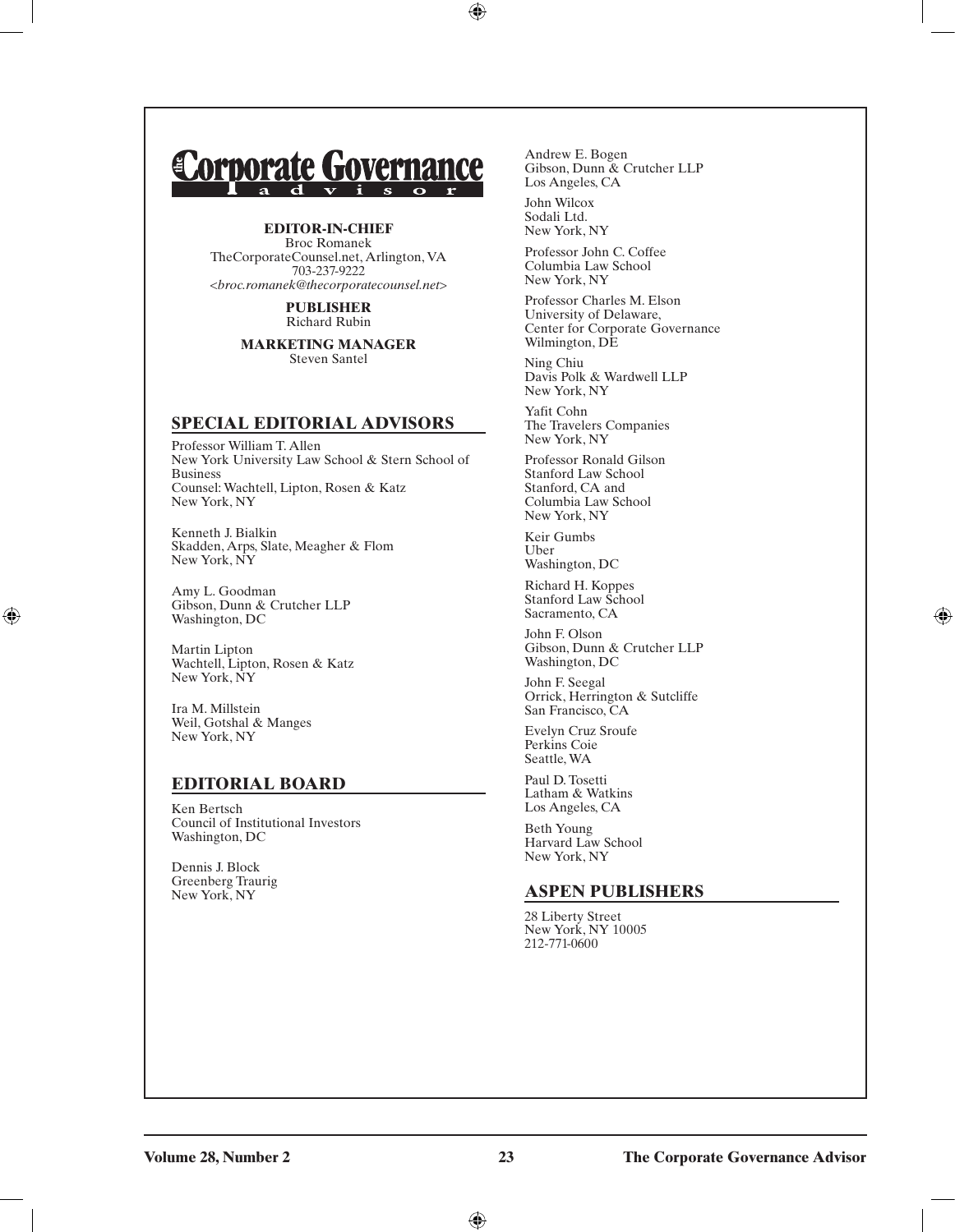# The Corporate Governance Advisor

**EDITOR-IN-CHIEF**
Broc Romanek
TheCorporateCounsel.net, Arlington, VA
703-237-9222
*<broc.romanek@thecorporatecounsel.net>*

**PUBLISHER**
Richard Rubin

**MARKETING MANAGER**
Steven Santel

## SPECIAL EDITORIAL ADVISORS

Professor William T. Allen
New York University Law School & Stern School of Business
Counsel: Wachtell, Lipton, Rosen & Katz
New York, NY

Kenneth J. Bialkin
Skadden, Arps, Slate, Meagher & Flom
New York, NY

Amy L. Goodman
Gibson, Dunn & Crutcher LLP
Washington, DC

Martin Lipton
Wachtell, Lipton, Rosen & Katz
New York, NY

Ira M. Millstein
Weil, Gotshal & Manges
New York, NY

## EDITORIAL BOARD

Ken Bertsch
Council of Institutional Investors
Washington, DC

Dennis J. Block
Greenberg Traurig
New York, NY

Andrew E. Bogen
Gibson, Dunn & Crutcher LLP
Los Angeles, CA

John Wilcox
Sodali Ltd.
New York, NY

Professor John C. Coffee
Columbia Law School
New York, NY

Professor Charles M. Elson
University of Delaware,
Center for Corporate Governance
Wilmington, DE

Ning Chiu
Davis Polk & Wardwell LLP
New York, NY

Yafit Cohn
The Travelers Companies
New York, NY

Professor Ronald Gilson
Stanford Law School
Stanford, CA and
Columbia Law School
New York, NY

Keir Gumbs
Uber
Washington, DC

Richard H. Koppes
Stanford Law School
Sacramento, CA

John F. Olson
Gibson, Dunn & Crutcher LLP
Washington, DC

John F. Seegal
Orrick, Herrington & Sutcliffe
San Francisco, CA

Evelyn Cruz Sroufe
Perkins Coie
Seattle, WA

Paul D. Tosetti
Latham & Watkins
Los Angeles, CA

Beth Young
Harvard Law School
New York, NY

## ASPEN PUBLISHERS

28 Liberty Street
New York, NY 10005
212-771-0600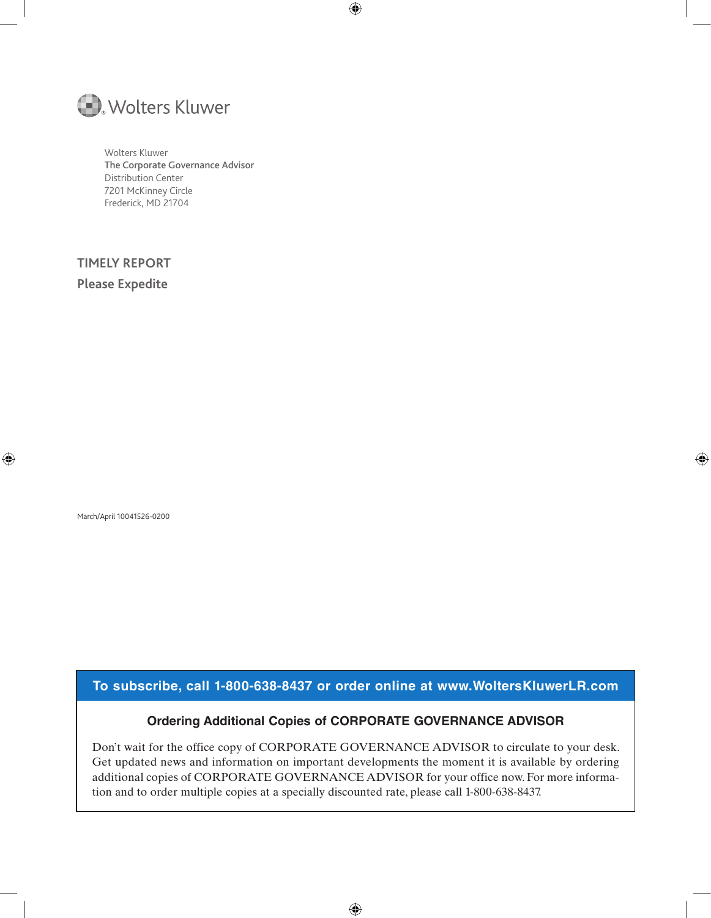Wolters Kluwer

Wolters Kluwer
The Corporate Governance Advisor
Distribution Center
7201 McKinney Circle
Frederick, MD 21704

**TIMELY REPORT**
**Please Expedite**

March/April 10041526-0200

**To subscribe, call 1-800-638-8437 or order online at www.WoltersKluwerLR.com**

**Ordering Additional Copies of CORPORATE GOVERNANCE ADVISOR**

Don't wait for the office copy of CORPORATE GOVERNANCE ADVISOR to circulate to your desk. Get updated news and information on important developments the moment it is available by ordering additional copies of CORPORATE GOVERNANCE ADVISOR for your office now. For more information and to order multiple copies at a specially discounted rate, please call 1-800-638-8437.